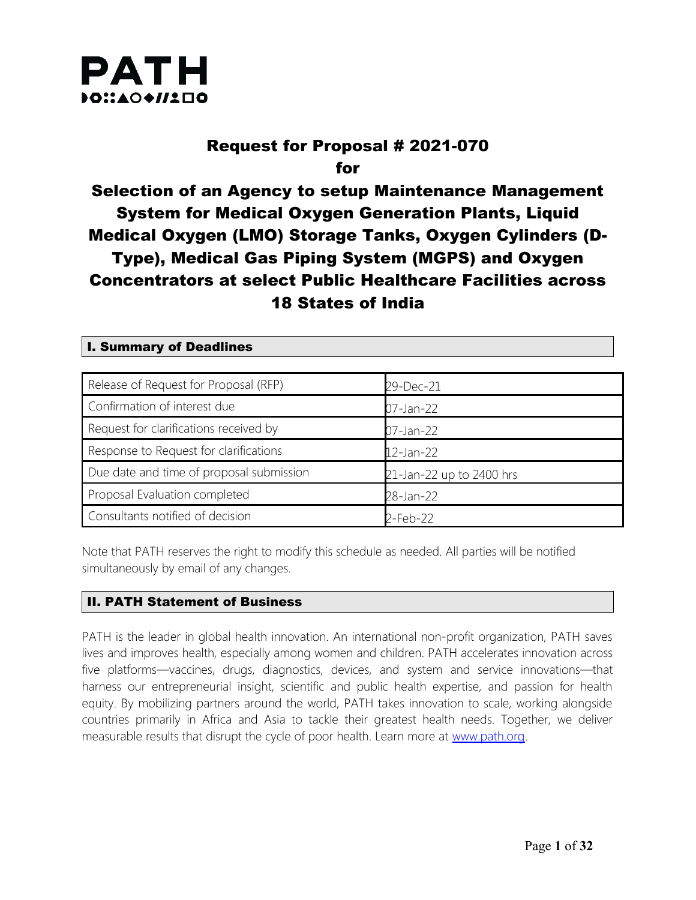PATH

# Request for Proposal # 2021-070
# for
# Selection of an Agency to setup Maintenance Management System for Medical Oxygen Generation Plants, Liquid Medical Oxygen (LMO) Storage Tanks, Oxygen Cylinders (D-Type), Medical Gas Piping System (MGPS) and Oxygen Concentrators at select Public Healthcare Facilities across 18 States of India

## I. Summary of Deadlines

| | |
|---|---|
| Release of Request for Proposal (RFP) | 29-Dec-21 |
| Confirmation of interest due | 07-Jan-22 |
| Request for clarifications received by | 07-Jan-22 |
| Response to Request for clarifications | 12-Jan-22 |
| Due date and time of proposal submission | 21-Jan-22 up to 2400 hrs |
| Proposal Evaluation completed | 28-Jan-22 |
| Consultants notified of decision | 2-Feb-22 |

Note that PATH reserves the right to modify this schedule as needed. All parties will be notified simultaneously by email of any changes.

## II. PATH Statement of Business

PATH is the leader in global health innovation. An international non-profit organization, PATH saves lives and improves health, especially among women and children. PATH accelerates innovation across five platforms—vaccines, drugs, diagnostics, devices, and system and service innovations—that harness our entrepreneurial insight, scientific and public health expertise, and passion for health equity. By mobilizing partners around the world, PATH takes innovation to scale, working alongside countries primarily in Africa and Asia to tackle their greatest health needs. Together, we deliver measurable results that disrupt the cycle of poor health. Learn more at www.path.org.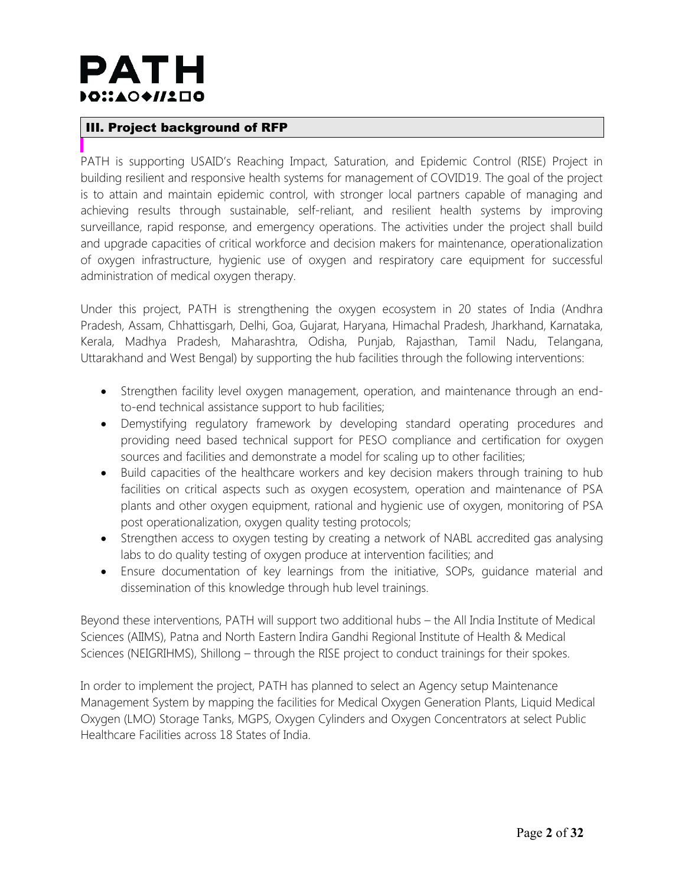## III. Project background of RFP

PATH is supporting USAID's Reaching Impact, Saturation, and Epidemic Control (RISE) Project in building resilient and responsive health systems for management of COVID19. The goal of the project is to attain and maintain epidemic control, with stronger local partners capable of managing and achieving results through sustainable, self-reliant, and resilient health systems by improving surveillance, rapid response, and emergency operations. The activities under the project shall build and upgrade capacities of critical workforce and decision makers for maintenance, operationalization of oxygen infrastructure, hygienic use of oxygen and respiratory care equipment for successful administration of medical oxygen therapy.

Under this project, PATH is strengthening the oxygen ecosystem in 20 states of India (Andhra Pradesh, Assam, Chhattisgarh, Delhi, Goa, Gujarat, Haryana, Himachal Pradesh, Jharkhand, Karnataka, Kerala, Madhya Pradesh, Maharashtra, Odisha, Punjab, Rajasthan, Tamil Nadu, Telangana, Uttarakhand and West Bengal) by supporting the hub facilities through the following interventions:

- Strengthen facility level oxygen management, operation, and maintenance through an end-to-end technical assistance support to hub facilities;
- Demystifying regulatory framework by developing standard operating procedures and providing need based technical support for PESO compliance and certification for oxygen sources and facilities and demonstrate a model for scaling up to other facilities;
- Build capacities of the healthcare workers and key decision makers through training to hub facilities on critical aspects such as oxygen ecosystem, operation and maintenance of PSA plants and other oxygen equipment, rational and hygienic use of oxygen, monitoring of PSA post operationalization, oxygen quality testing protocols;
- Strengthen access to oxygen testing by creating a network of NABL accredited gas analysing labs to do quality testing of oxygen produce at intervention facilities; and
- Ensure documentation of key learnings from the initiative, SOPs, guidance material and dissemination of this knowledge through hub level trainings.

Beyond these interventions, PATH will support two additional hubs – the All India Institute of Medical Sciences (AIIMS), Patna and North Eastern Indira Gandhi Regional Institute of Health & Medical Sciences (NEIGRIHMS), Shillong – through the RISE project to conduct trainings for their spokes.

In order to implement the project, PATH has planned to select an Agency setup Maintenance Management System by mapping the facilities for Medical Oxygen Generation Plants, Liquid Medical Oxygen (LMO) Storage Tanks, MGPS, Oxygen Cylinders and Oxygen Concentrators at select Public Healthcare Facilities across 18 States of India.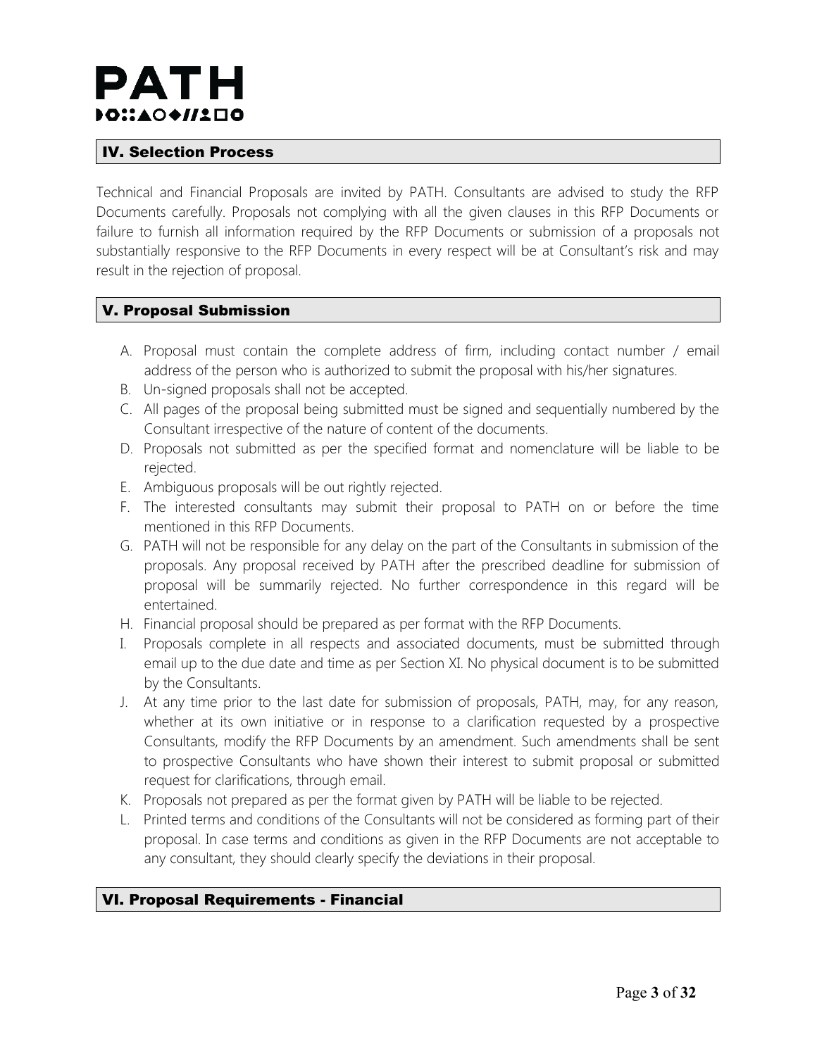## IV. Selection Process

Technical and Financial Proposals are invited by PATH. Consultants are advised to study the RFP Documents carefully. Proposals not complying with all the given clauses in this RFP Documents or failure to furnish all information required by the RFP Documents or submission of a proposals not substantially responsive to the RFP Documents in every respect will be at Consultant's risk and may result in the rejection of proposal.

## V. Proposal Submission

A. Proposal must contain the complete address of firm, including contact number / email address of the person who is authorized to submit the proposal with his/her signatures.
B. Un-signed proposals shall not be accepted.
C. All pages of the proposal being submitted must be signed and sequentially numbered by the Consultant irrespective of the nature of content of the documents.
D. Proposals not submitted as per the specified format and nomenclature will be liable to be rejected.
E. Ambiguous proposals will be out rightly rejected.
F. The interested consultants may submit their proposal to PATH on or before the time mentioned in this RFP Documents.
G. PATH will not be responsible for any delay on the part of the Consultants in submission of the proposals. Any proposal received by PATH after the prescribed deadline for submission of proposal will be summarily rejected. No further correspondence in this regard will be entertained.
H. Financial proposal should be prepared as per format with the RFP Documents.
I. Proposals complete in all respects and associated documents, must be submitted through email up to the due date and time as per Section XI. No physical document is to be submitted by the Consultants.
J. At any time prior to the last date for submission of proposals, PATH, may, for any reason, whether at its own initiative or in response to a clarification requested by a prospective Consultants, modify the RFP Documents by an amendment. Such amendments shall be sent to prospective Consultants who have shown their interest to submit proposal or submitted request for clarifications, through email.
K. Proposals not prepared as per the format given by PATH will be liable to be rejected.
L. Printed terms and conditions of the Consultants will not be considered as forming part of their proposal. In case terms and conditions as given in the RFP Documents are not acceptable to any consultant, they should clearly specify the deviations in their proposal.

## VI. Proposal Requirements - Financial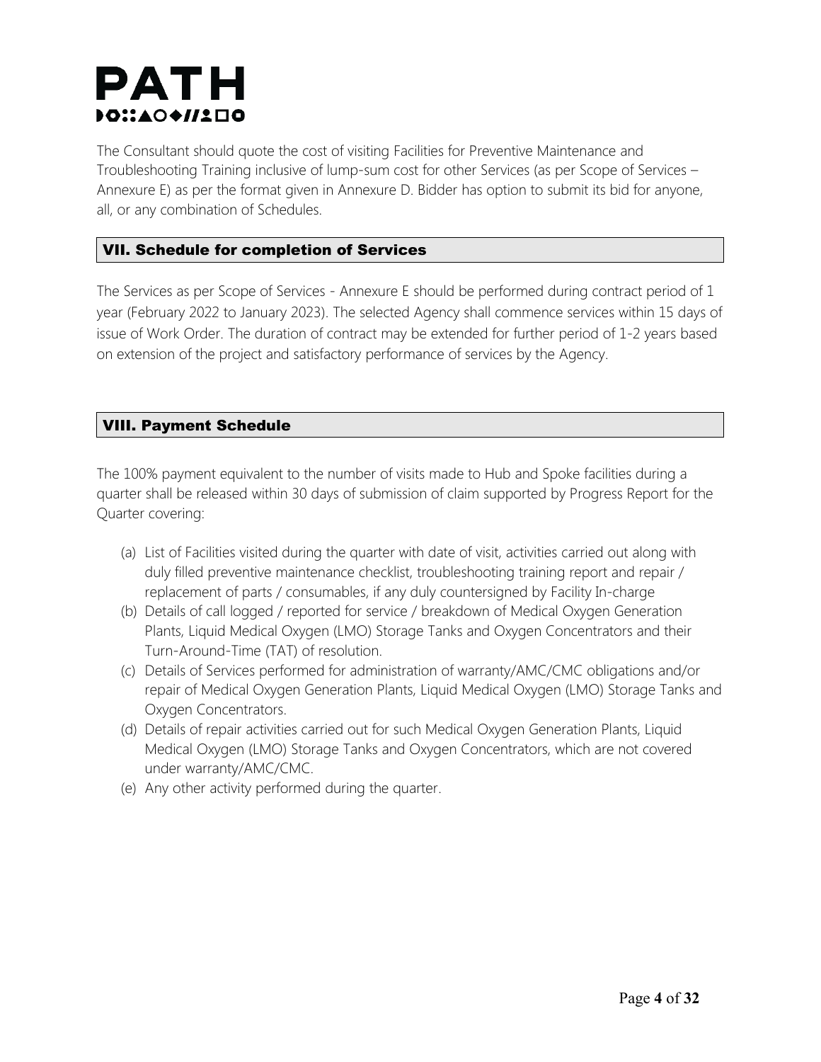The Consultant should quote the cost of visiting Facilities for Preventive Maintenance and Troubleshooting Training inclusive of lump-sum cost for other Services (as per Scope of Services – Annexure E) as per the format given in Annexure D. Bidder has option to submit its bid for anyone, all, or any combination of Schedules.

## VII. Schedule for completion of Services

The Services as per Scope of Services - Annexure E should be performed during contract period of 1 year (February 2022 to January 2023). The selected Agency shall commence services within 15 days of issue of Work Order. The duration of contract may be extended for further period of 1-2 years based on extension of the project and satisfactory performance of services by the Agency.

## VIII. Payment Schedule

The 100% payment equivalent to the number of visits made to Hub and Spoke facilities during a quarter shall be released within 30 days of submission of claim supported by Progress Report for the Quarter covering:

(a) List of Facilities visited during the quarter with date of visit, activities carried out along with duly filled preventive maintenance checklist, troubleshooting training report and repair / replacement of parts / consumables, if any duly countersigned by Facility In-charge

(b) Details of call logged / reported for service / breakdown of Medical Oxygen Generation Plants, Liquid Medical Oxygen (LMO) Storage Tanks and Oxygen Concentrators and their Turn-Around-Time (TAT) of resolution.

(c) Details of Services performed for administration of warranty/AMC/CMC obligations and/or repair of Medical Oxygen Generation Plants, Liquid Medical Oxygen (LMO) Storage Tanks and Oxygen Concentrators.

(d) Details of repair activities carried out for such Medical Oxygen Generation Plants, Liquid Medical Oxygen (LMO) Storage Tanks and Oxygen Concentrators, which are not covered under warranty/AMC/CMC.

(e) Any other activity performed during the quarter.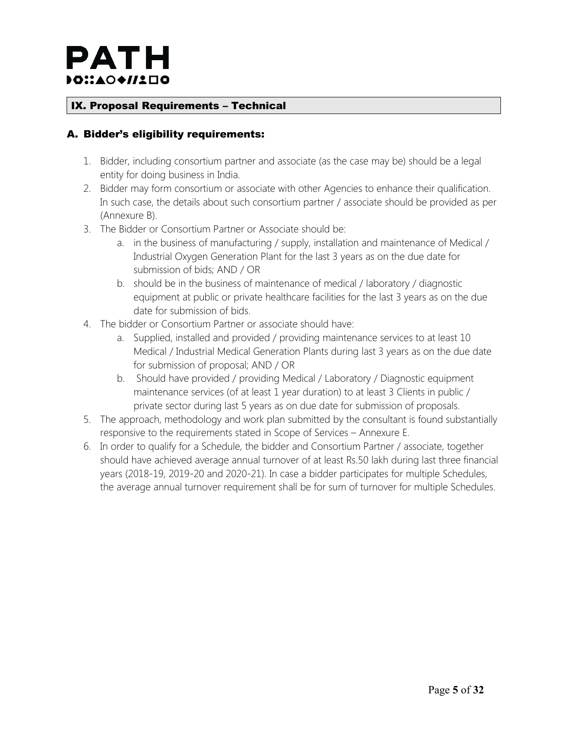## IX. Proposal Requirements – Technical

### A. Bidder's eligibility requirements:

1. Bidder, including consortium partner and associate (as the case may be) should be a legal entity for doing business in India.
2. Bidder may form consortium or associate with other Agencies to enhance their qualification. In such case, the details about such consortium partner / associate should be provided as per (Annexure B).
3. The Bidder or Consortium Partner or Associate should be:
   a. in the business of manufacturing / supply, installation and maintenance of Medical / Industrial Oxygen Generation Plant for the last 3 years as on the due date for submission of bids; AND / OR
   b. should be in the business of maintenance of medical / laboratory / diagnostic equipment at public or private healthcare facilities for the last 3 years as on the due date for submission of bids.
4. The bidder or Consortium Partner or associate should have:
   a. Supplied, installed and provided / providing maintenance services to at least 10 Medical / Industrial Medical Generation Plants during last 3 years as on the due date for submission of proposal; AND / OR
   b. Should have provided / providing Medical / Laboratory / Diagnostic equipment maintenance services (of at least 1 year duration) to at least 3 Clients in public / private sector during last 5 years as on due date for submission of proposals.
5. The approach, methodology and work plan submitted by the consultant is found substantially responsive to the requirements stated in Scope of Services – Annexure E.
6. In order to qualify for a Schedule, the bidder and Consortium Partner / associate, together should have achieved average annual turnover of at least Rs.50 lakh during last three financial years (2018-19, 2019-20 and 2020-21). In case a bidder participates for multiple Schedules, the average annual turnover requirement shall be for sum of turnover for multiple Schedules.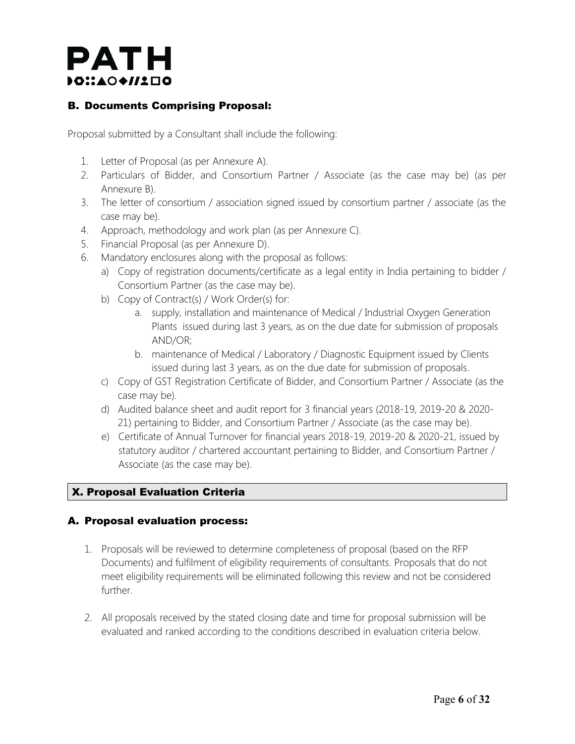### B. Documents Comprising Proposal:

Proposal submitted by a Consultant shall include the following:

1. Letter of Proposal (as per Annexure A).
2. Particulars of Bidder, and Consortium Partner / Associate (as the case may be) (as per Annexure B).
3. The letter of consortium / association signed issued by consortium partner / associate (as the case may be).
4. Approach, methodology and work plan (as per Annexure C).
5. Financial Proposal (as per Annexure D).
6. Mandatory enclosures along with the proposal as follows:
   a) Copy of registration documents/certificate as a legal entity in India pertaining to bidder / Consortium Partner (as the case may be).
   b) Copy of Contract(s) / Work Order(s) for:
      a. supply, installation and maintenance of Medical / Industrial Oxygen Generation Plants issued during last 3 years, as on the due date for submission of proposals AND/OR;
      b. maintenance of Medical / Laboratory / Diagnostic Equipment issued by Clients issued during last 3 years, as on the due date for submission of proposals.
   c) Copy of GST Registration Certificate of Bidder, and Consortium Partner / Associate (as the case may be).
   d) Audited balance sheet and audit report for 3 financial years (2018-19, 2019-20 & 2020-21) pertaining to Bidder, and Consortium Partner / Associate (as the case may be).
   e) Certificate of Annual Turnover for financial years 2018-19, 2019-20 & 2020-21, issued by statutory auditor / chartered accountant pertaining to Bidder, and Consortium Partner / Associate (as the case may be).

## X. Proposal Evaluation Criteria

### A. Proposal evaluation process:

1. Proposals will be reviewed to determine completeness of proposal (based on the RFP Documents) and fulfilment of eligibility requirements of consultants. Proposals that do not meet eligibility requirements will be eliminated following this review and not be considered further.

2. All proposals received by the stated closing date and time for proposal submission will be evaluated and ranked according to the conditions described in evaluation criteria below.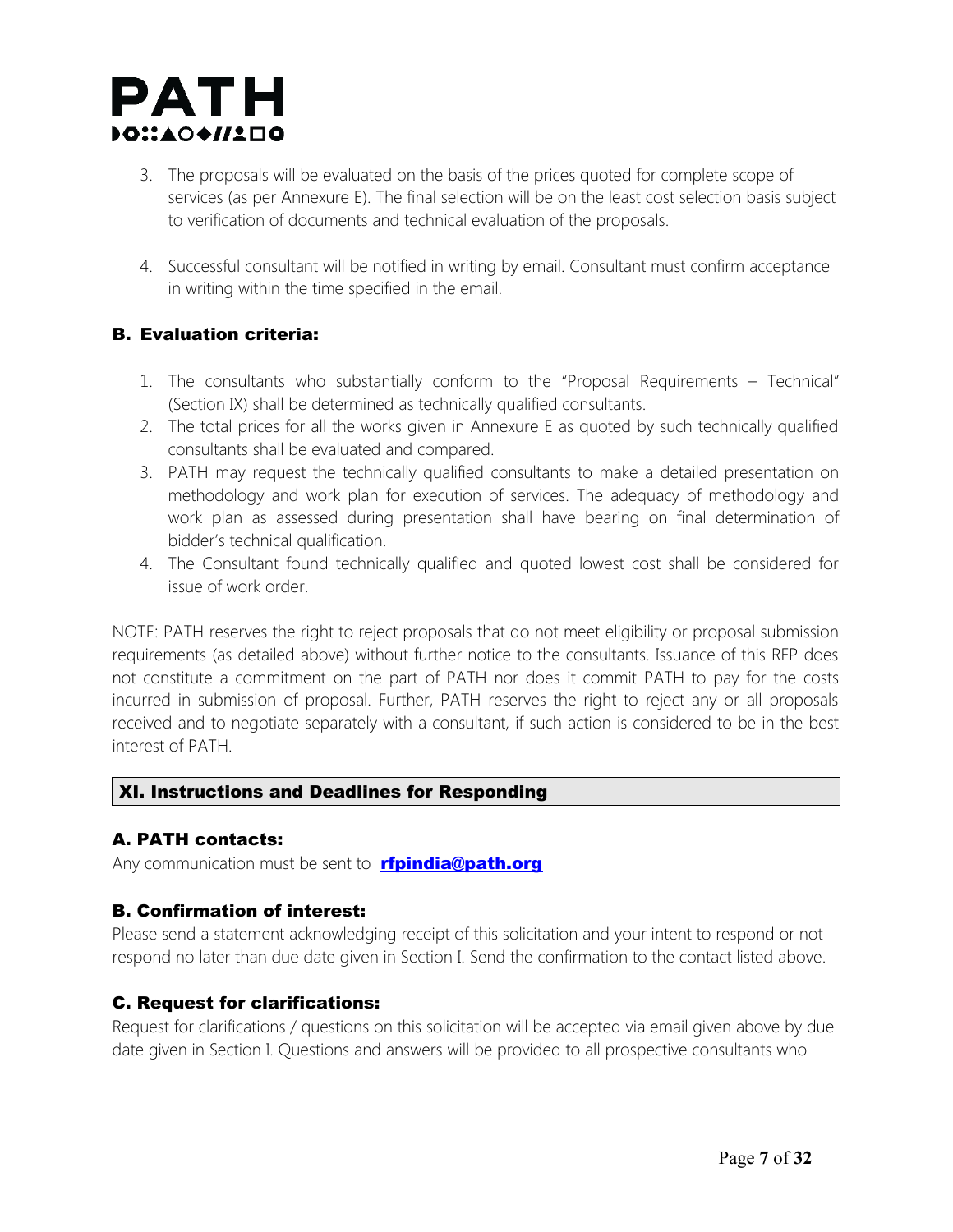3. The proposals will be evaluated on the basis of the prices quoted for complete scope of services (as per Annexure E). The final selection will be on the least cost selection basis subject to verification of documents and technical evaluation of the proposals.

4. Successful consultant will be notified in writing by email. Consultant must confirm acceptance in writing within the time specified in the email.

### B. Evaluation criteria:

1. The consultants who substantially conform to the "Proposal Requirements – Technical" (Section IX) shall be determined as technically qualified consultants.
2. The total prices for all the works given in Annexure E as quoted by such technically qualified consultants shall be evaluated and compared.
3. PATH may request the technically qualified consultants to make a detailed presentation on methodology and work plan for execution of services. The adequacy of methodology and work plan as assessed during presentation shall have bearing on final determination of bidder's technical qualification.
4. The Consultant found technically qualified and quoted lowest cost shall be considered for issue of work order.

NOTE: PATH reserves the right to reject proposals that do not meet eligibility or proposal submission requirements (as detailed above) without further notice to the consultants. Issuance of this RFP does not constitute a commitment on the part of PATH nor does it commit PATH to pay for the costs incurred in submission of proposal. Further, PATH reserves the right to reject any or all proposals received and to negotiate separately with a consultant, if such action is considered to be in the best interest of PATH.

## XI. Instructions and Deadlines for Responding

### A. PATH contacts:

Any communication must be sent to **rfpindia@path.org**

### B. Confirmation of interest:

Please send a statement acknowledging receipt of this solicitation and your intent to respond or not respond no later than due date given in Section I. Send the confirmation to the contact listed above.

### C. Request for clarifications:

Request for clarifications / questions on this solicitation will be accepted via email given above by due date given in Section I. Questions and answers will be provided to all prospective consultants who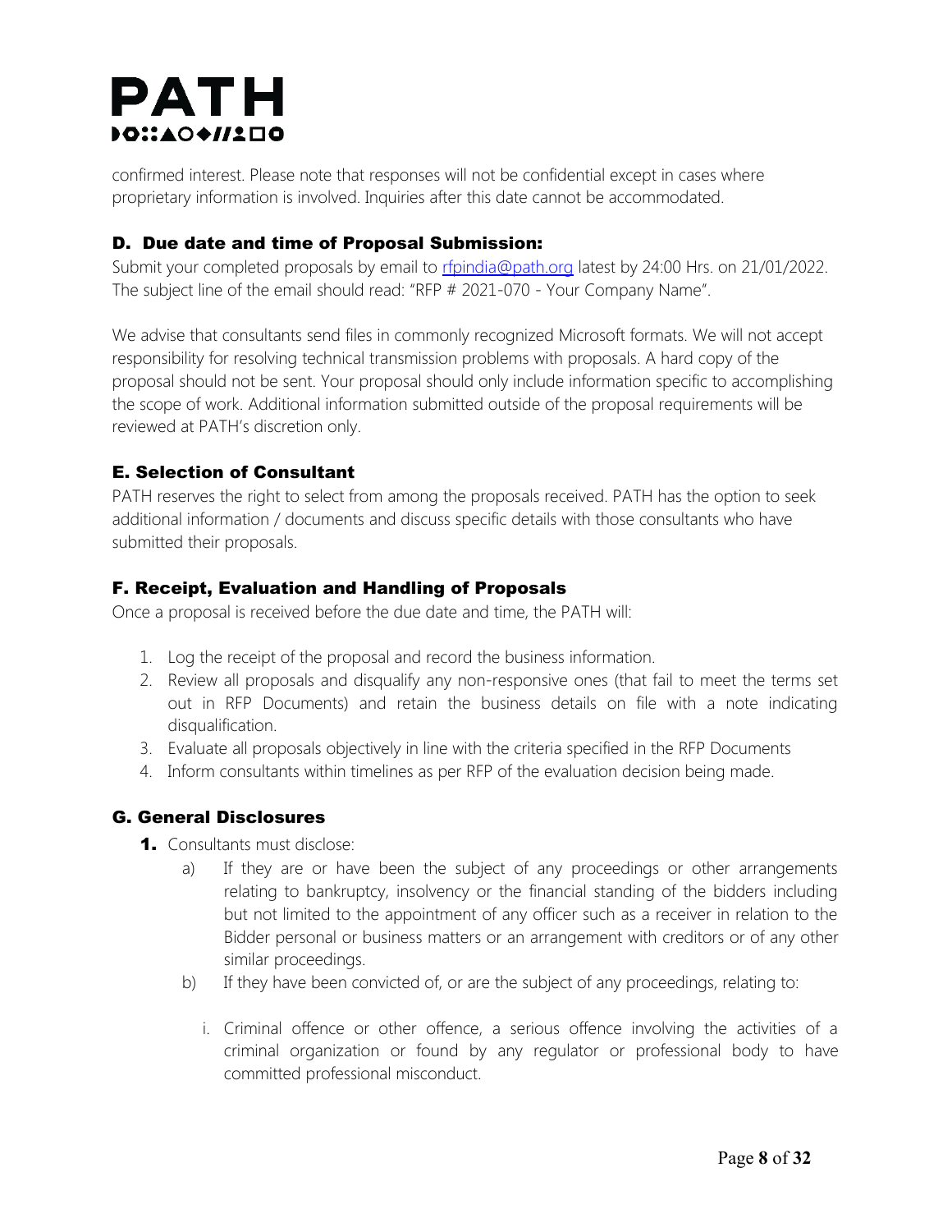confirmed interest. Please note that responses will not be confidential except in cases where proprietary information is involved. Inquiries after this date cannot be accommodated.

### D. Due date and time of Proposal Submission:

Submit your completed proposals by email to rfpindia@path.org latest by 24:00 Hrs. on 21/01/2022. The subject line of the email should read: "RFP # 2021-070 - Your Company Name".

We advise that consultants send files in commonly recognized Microsoft formats. We will not accept responsibility for resolving technical transmission problems with proposals. A hard copy of the proposal should not be sent. Your proposal should only include information specific to accomplishing the scope of work. Additional information submitted outside of the proposal requirements will be reviewed at PATH's discretion only.

### E. Selection of Consultant

PATH reserves the right to select from among the proposals received. PATH has the option to seek additional information / documents and discuss specific details with those consultants who have submitted their proposals.

### F. Receipt, Evaluation and Handling of Proposals

Once a proposal is received before the due date and time, the PATH will:

1. Log the receipt of the proposal and record the business information.
2. Review all proposals and disqualify any non-responsive ones (that fail to meet the terms set out in RFP Documents) and retain the business details on file with a note indicating disqualification.
3. Evaluate all proposals objectively in line with the criteria specified in the RFP Documents
4. Inform consultants within timelines as per RFP of the evaluation decision being made.

### G. General Disclosures

1. Consultants must disclose:
   a) If they are or have been the subject of any proceedings or other arrangements relating to bankruptcy, insolvency or the financial standing of the bidders including but not limited to the appointment of any officer such as a receiver in relation to the Bidder personal or business matters or an arrangement with creditors or of any other similar proceedings.
   b) If they have been convicted of, or are the subject of any proceedings, relating to:
      i. Criminal offence or other offence, a serious offence involving the activities of a criminal organization or found by any regulator or professional body to have committed professional misconduct.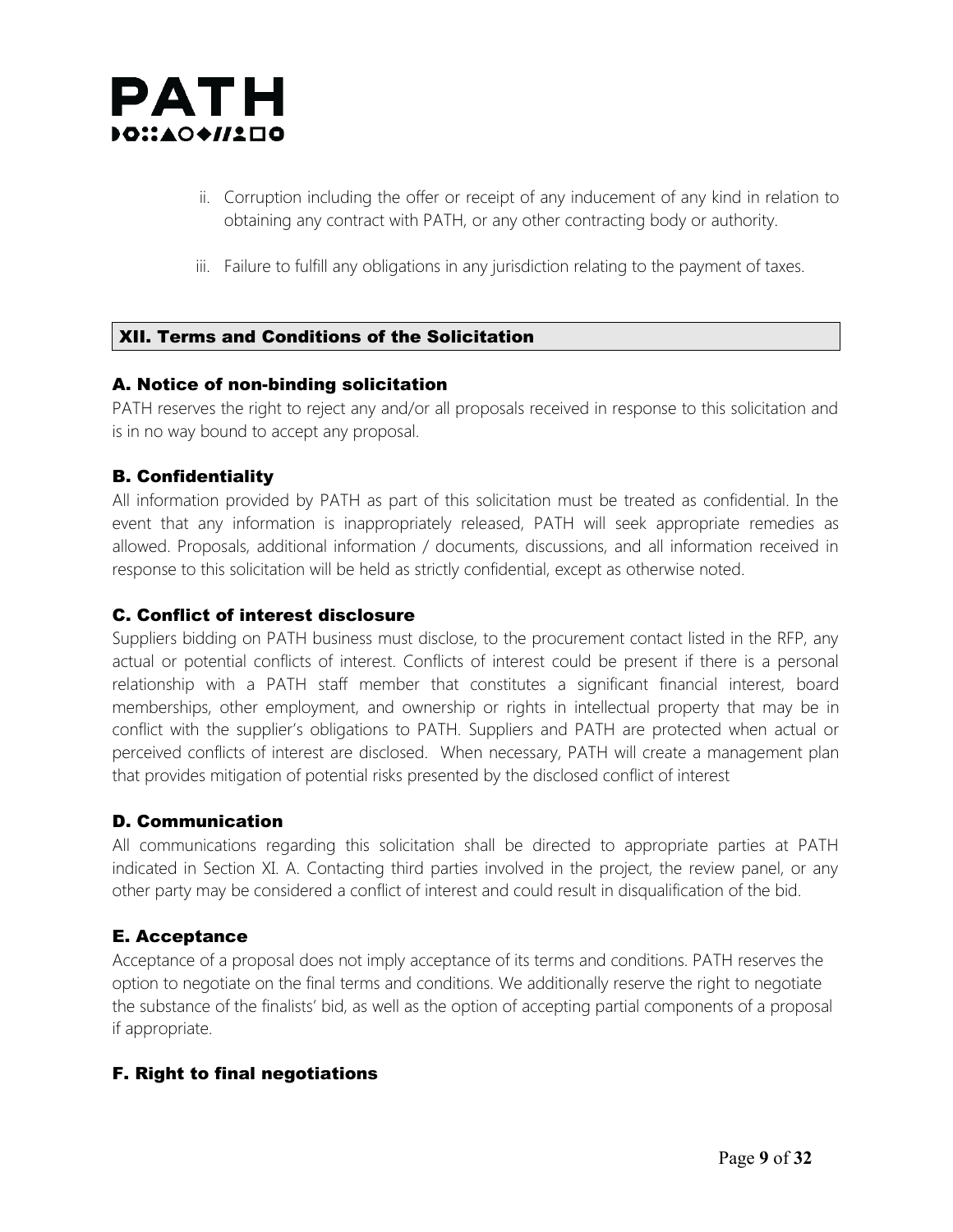ii. Corruption including the offer or receipt of any inducement of any kind in relation to obtaining any contract with PATH, or any other contracting body or authority.

iii. Failure to fulfill any obligations in any jurisdiction relating to the payment of taxes.

## XII. Terms and Conditions of the Solicitation

### A. Notice of non-binding solicitation

PATH reserves the right to reject any and/or all proposals received in response to this solicitation and is in no way bound to accept any proposal.

### B. Confidentiality

All information provided by PATH as part of this solicitation must be treated as confidential. In the event that any information is inappropriately released, PATH will seek appropriate remedies as allowed. Proposals, additional information / documents, discussions, and all information received in response to this solicitation will be held as strictly confidential, except as otherwise noted.

### C. Conflict of interest disclosure

Suppliers bidding on PATH business must disclose, to the procurement contact listed in the RFP, any actual or potential conflicts of interest. Conflicts of interest could be present if there is a personal relationship with a PATH staff member that constitutes a significant financial interest, board memberships, other employment, and ownership or rights in intellectual property that may be in conflict with the supplier's obligations to PATH. Suppliers and PATH are protected when actual or perceived conflicts of interest are disclosed. When necessary, PATH will create a management plan that provides mitigation of potential risks presented by the disclosed conflict of interest

### D. Communication

All communications regarding this solicitation shall be directed to appropriate parties at PATH indicated in Section XI. A. Contacting third parties involved in the project, the review panel, or any other party may be considered a conflict of interest and could result in disqualification of the bid.

### E. Acceptance

Acceptance of a proposal does not imply acceptance of its terms and conditions. PATH reserves the option to negotiate on the final terms and conditions. We additionally reserve the right to negotiate the substance of the finalists' bid, as well as the option of accepting partial components of a proposal if appropriate.

### F. Right to final negotiations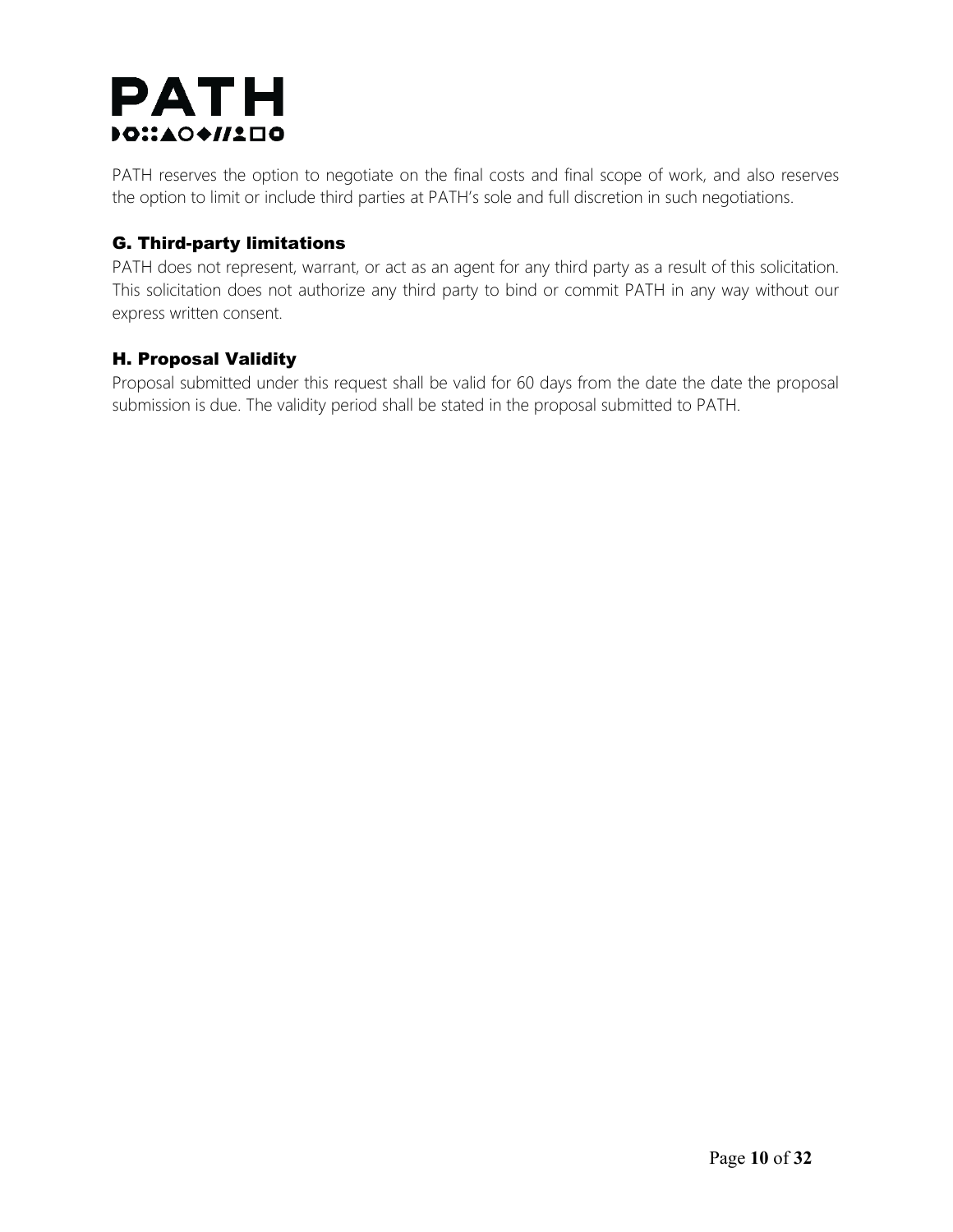PATH reserves the option to negotiate on the final costs and final scope of work, and also reserves the option to limit or include third parties at PATH's sole and full discretion in such negotiations.

### G. Third-party limitations

PATH does not represent, warrant, or act as an agent for any third party as a result of this solicitation. This solicitation does not authorize any third party to bind or commit PATH in any way without our express written consent.

### H. Proposal Validity

Proposal submitted under this request shall be valid for 60 days from the date the date the proposal submission is due. The validity period shall be stated in the proposal submitted to PATH.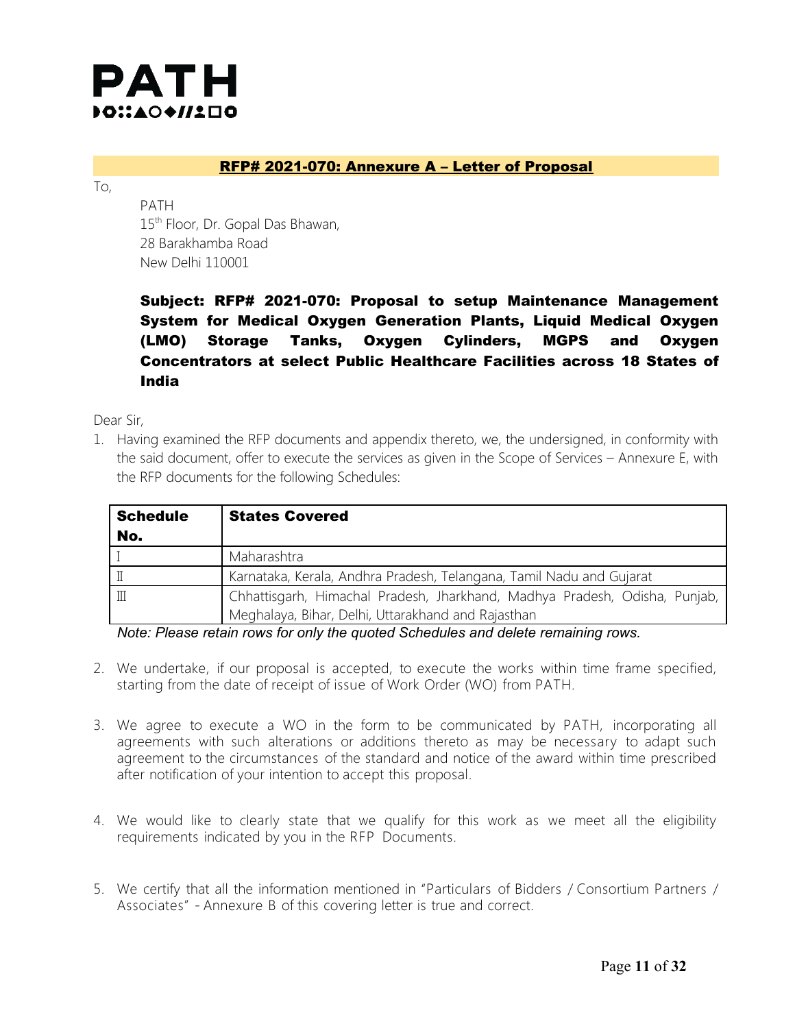# PATH

## RFP# 2021-070: Annexure A – Letter of Proposal

To,

PATH
15th Floor, Dr. Gopal Das Bhawan,
28 Barakhamba Road
New Delhi 110001

**Subject: RFP# 2021-070: Proposal to setup Maintenance Management System for Medical Oxygen Generation Plants, Liquid Medical Oxygen (LMO) Storage Tanks, Oxygen Cylinders, MGPS and Oxygen Concentrators at select Public Healthcare Facilities across 18 States of India**

Dear Sir,

1. Having examined the RFP documents and appendix thereto, we, the undersigned, in conformity with the said document, offer to execute the services as given in the Scope of Services – Annexure E, with the RFP documents for the following Schedules:

| Schedule No. | States Covered |
|---|---|
| I | Maharashtra |
| II | Karnataka, Kerala, Andhra Pradesh, Telangana, Tamil Nadu and Gujarat |
| III | Chhattisgarh, Himachal Pradesh, Jharkhand, Madhya Pradesh, Odisha, Punjab, Meghalaya, Bihar, Delhi, Uttarakhand and Rajasthan |

*Note: Please retain rows for only the quoted Schedules and delete remaining rows.*

2. We undertake, if our proposal is accepted, to execute the works within time frame specified, starting from the date of receipt of issue of Work Order (WO) from PATH.

3. We agree to execute a WO in the form to be communicated by PATH, incorporating all agreements with such alterations or additions thereto as may be necessary to adapt such agreement to the circumstances of the standard and notice of the award within time prescribed after notification of your intention to accept this proposal.

4. We would like to clearly state that we qualify for this work as we meet all the eligibility requirements indicated by you in the RFP Documents.

5. We certify that all the information mentioned in "Particulars of Bidders / Consortium Partners / Associates" - Annexure B of this covering letter is true and correct.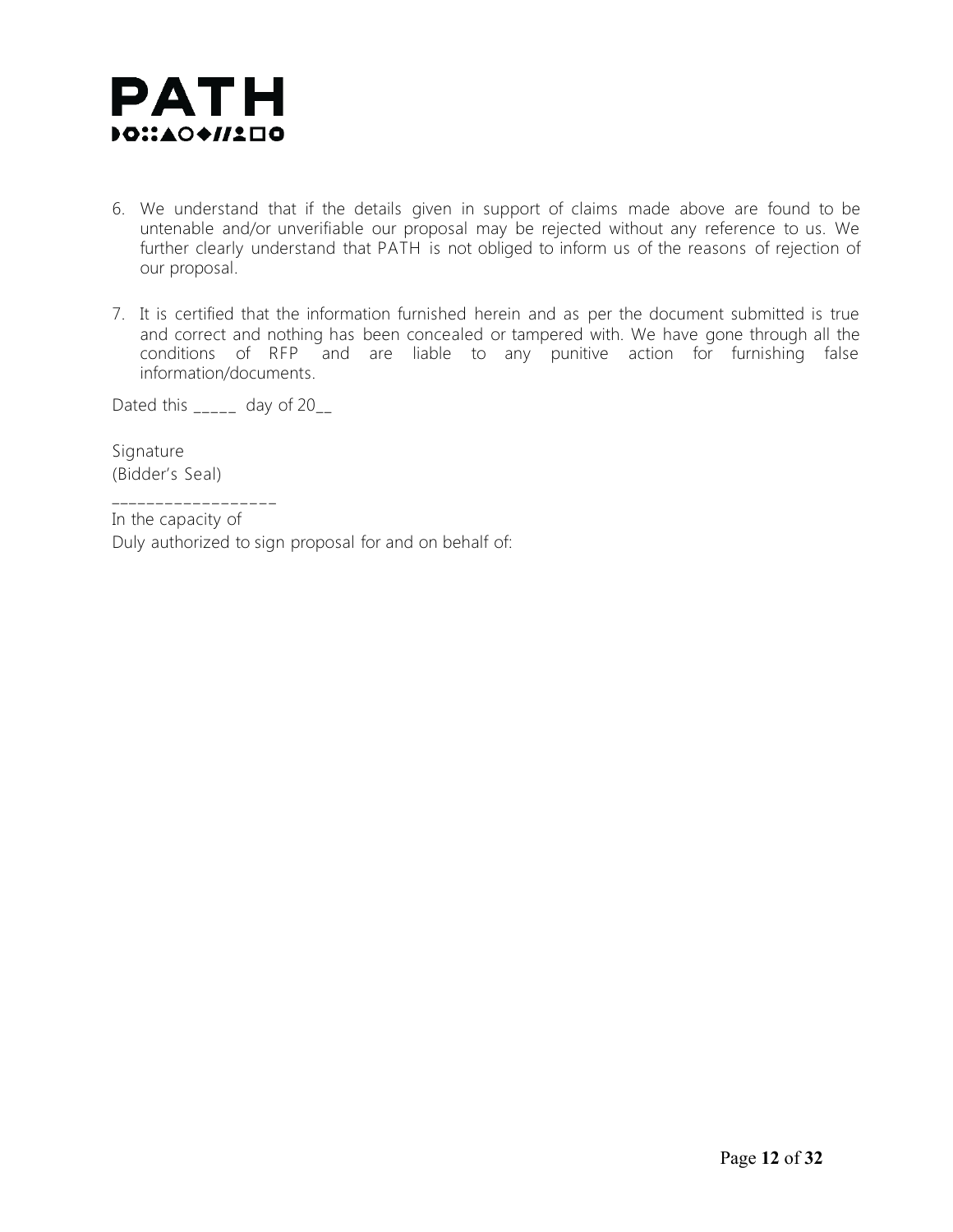6. We understand that if the details given in support of claims made above are found to be untenable and/or unverifiable our proposal may be rejected without any reference to us. We further clearly understand that PATH is not obliged to inform us of the reasons of rejection of our proposal.

7. It is certified that the information furnished herein and as per the document submitted is true and correct and nothing has been concealed or tampered with. We have gone through all the conditions of RFP and are liable to any punitive action for furnishing false information/documents.

Dated this _____ day of 20__

Signature
(Bidder's Seal)

___________________

In the capacity of
Duly authorized to sign proposal for and on behalf of: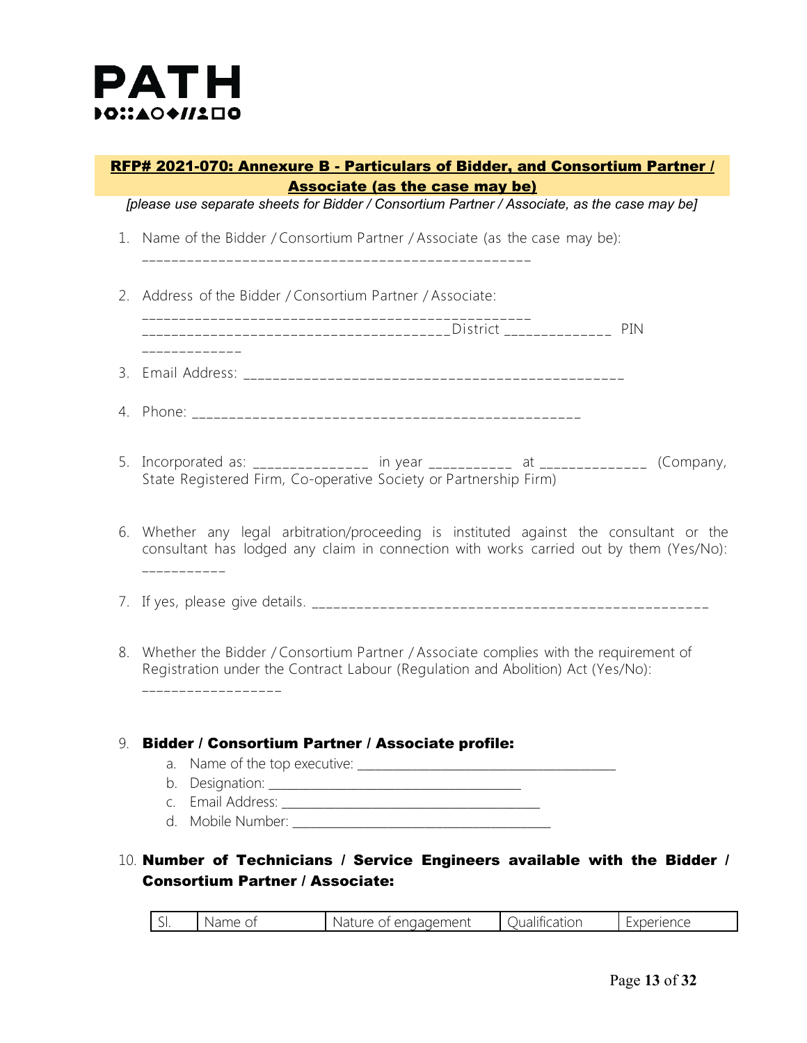**PATH**

## RFP# 2021-070: Annexure B - Particulars of Bidder, and Consortium Partner / Associate (as the case may be)

*[please use separate sheets for Bidder / Consortium Partner / Associate, as the case may be]*

1. Name of the Bidder / Consortium Partner / Associate (as the case may be): ________________________________________________

2. Address of the Bidder / Consortium Partner / Associate: ________________________________________________ ______________________________________District ______________ PIN _____________

3. Email Address: ________________________________________________

4. Phone: ________________________________________________

5. Incorporated as: _______________ in year ___________ at ______________ (Company, State Registered Firm, Co-operative Society or Partnership Firm)

6. Whether any legal arbitration/proceeding is instituted against the consultant or the consultant has lodged any claim in connection with works carried out by them (Yes/No): ___________

7. If yes, please give details. ___________________________________________________

8. Whether the Bidder / Consortium Partner / Associate complies with the requirement of Registration under the Contract Labour (Regulation and Abolition) Act (Yes/No): __________________

9. **Bidder / Consortium Partner / Associate profile:**
   a. Name of the top executive: ____________________________________
   b. Designation: ____________________________________
   c. Email Address: ____________________________________
   d. Mobile Number: ____________________________________

10. **Number of Technicians / Service Engineers available with the Bidder / Consortium Partner / Associate:**

| Sl. | Name of | Nature of engagement | Qualification | Experience |
|---|---|---|---|---|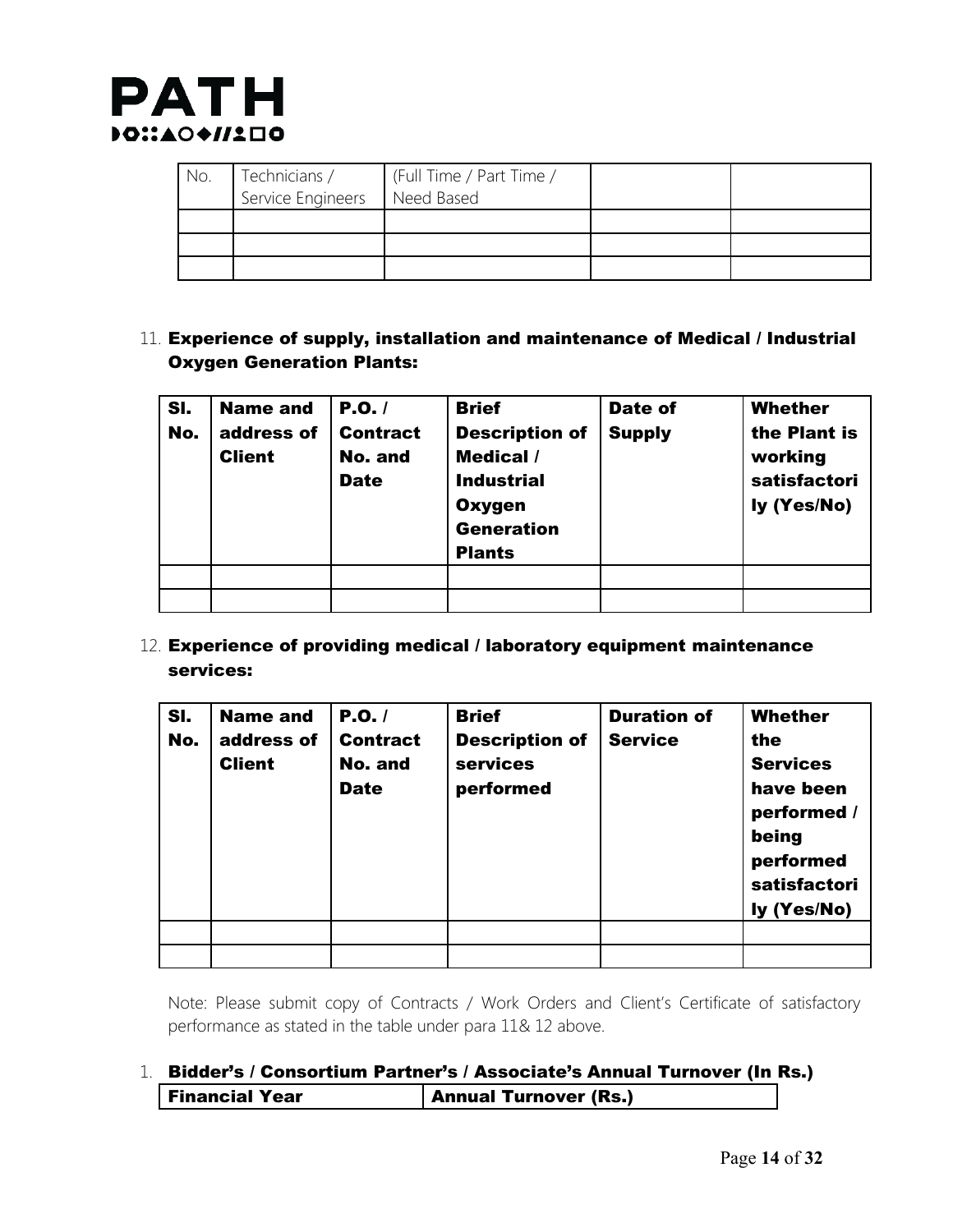| No. | Technicians / Service Engineers | (Full Time / Part Time / Need Based | | |
|---|---|---|---|---|
| | | | | |
| | | | | |
| | | | | |

11. **Experience of supply, installation and maintenance of Medical / Industrial Oxygen Generation Plants:**

| Sl. No. | Name and address of Client | P.O. / Contract No. and Date | Brief Description of Medical / Industrial Oxygen Generation Plants | Date of Supply | Whether the Plant is working satisfactorily (Yes/No) |
|---|---|---|---|---|---|
| | | | | | |
| | | | | | |

12. **Experience of providing medical / laboratory equipment maintenance services:**

| Sl. No. | Name and address of Client | P.O. / Contract No. and Date | Brief Description of services performed | Duration of Service | Whether the Services have been performed / being performed satisfactorily (Yes/No) |
|---|---|---|---|---|---|
| | | | | | |
| | | | | | |

Note: Please submit copy of Contracts / Work Orders and Client's Certificate of satisfactory performance as stated in the table under para 11& 12 above.

1. **Bidder's / Consortium Partner's / Associate's Annual Turnover (In Rs.)**

| Financial Year | Annual Turnover (Rs.) |
|---|---|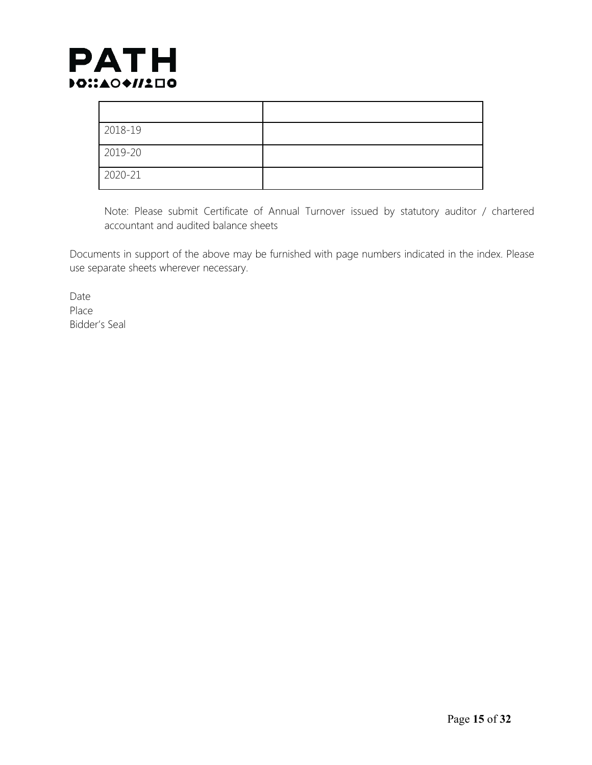| | |
|---|---|
| 2018-19 | |
| 2019-20 | |
| 2020-21 | |

Note: Please submit Certificate of Annual Turnover issued by statutory auditor / chartered accountant and audited balance sheets

Documents in support of the above may be furnished with page numbers indicated in the index. Please use separate sheets wherever necessary.

Date
Place
Bidder's Seal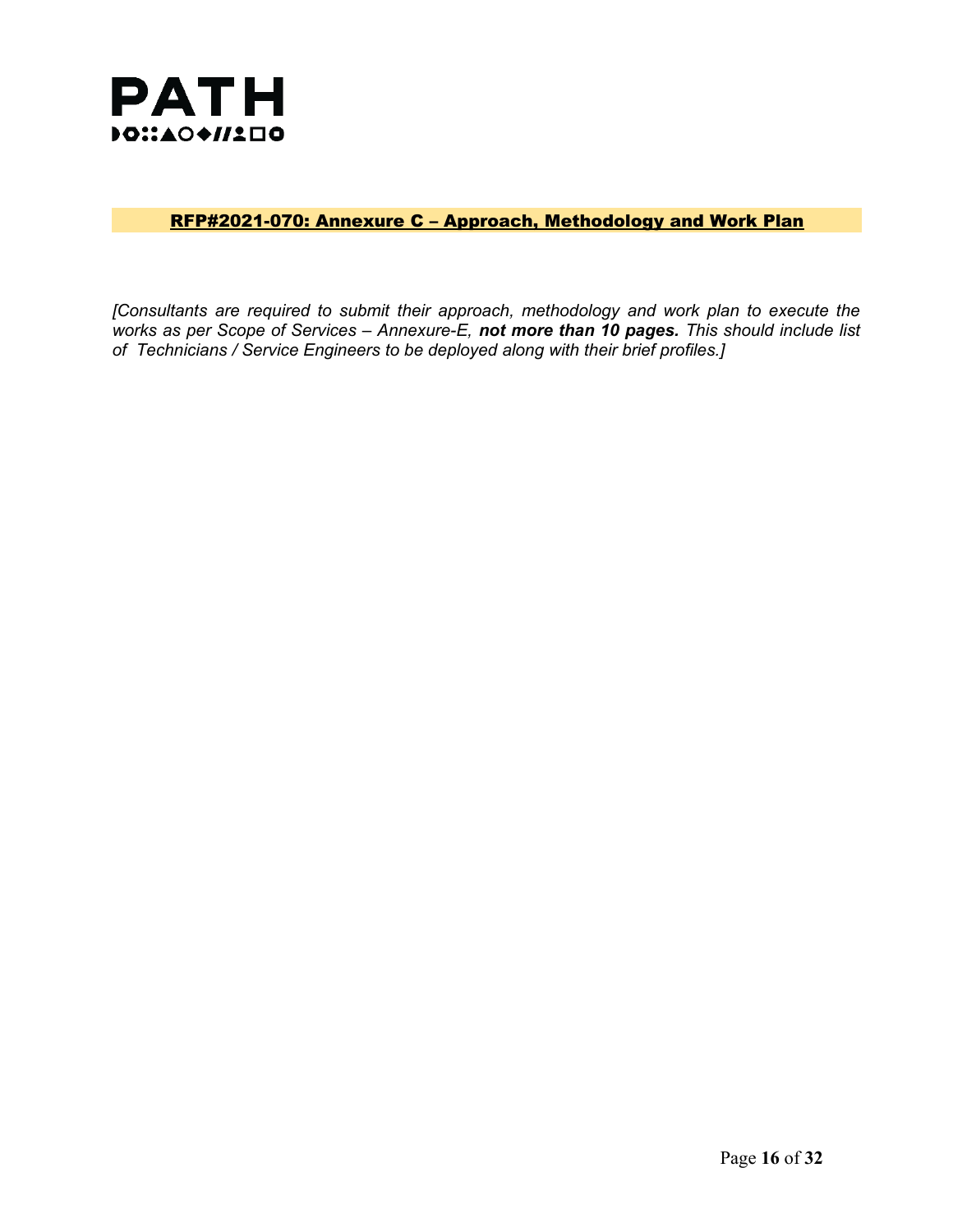PATH

## RFP#2021-070: Annexure C – Approach, Methodology and Work Plan

*[Consultants are required to submit their approach, methodology and work plan to execute the works as per Scope of Services – Annexure-E,* ***not more than 10 pages.*** *This should include list of Technicians / Service Engineers to be deployed along with their brief profiles.]*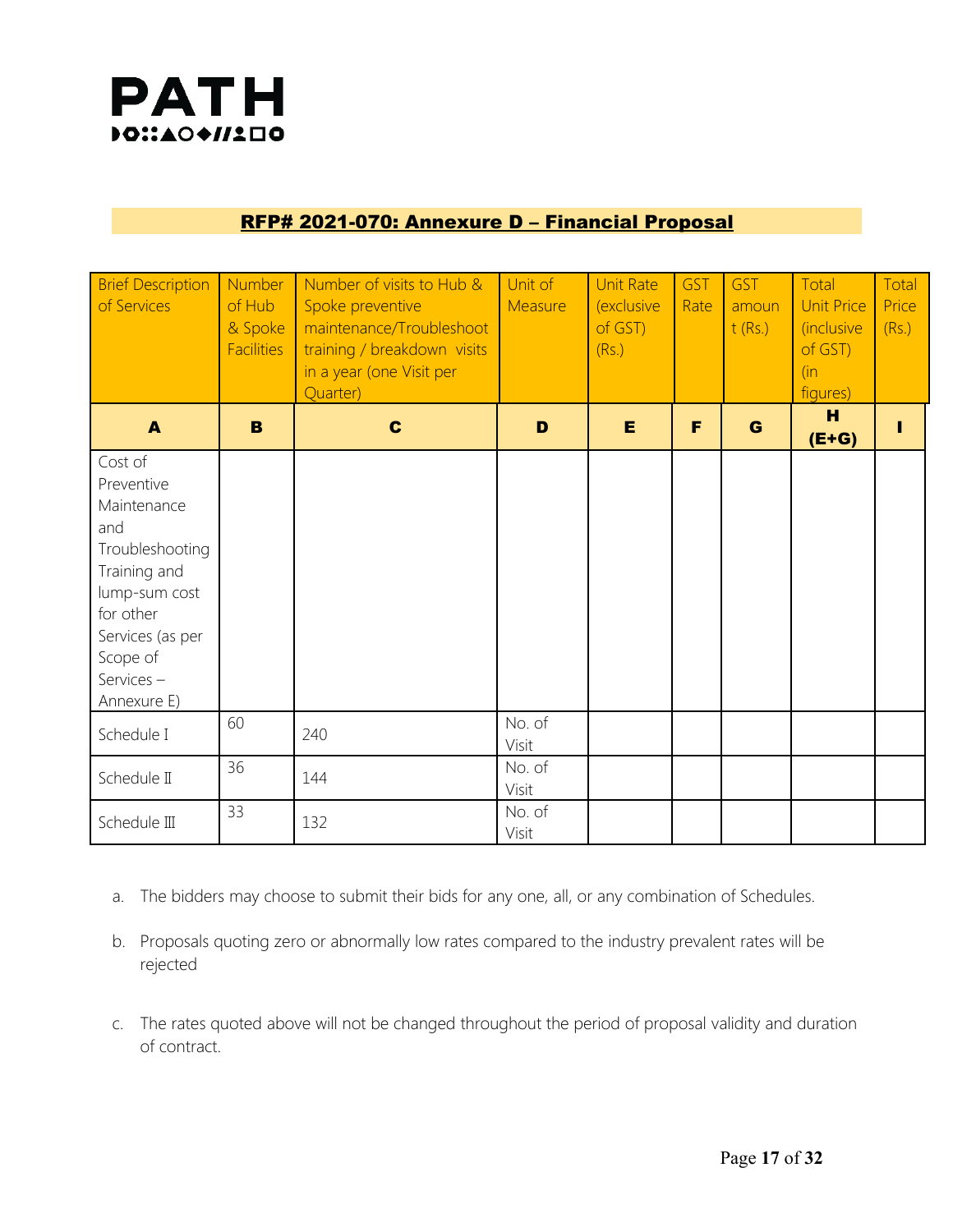PATH

## RFP# 2021-070: Annexure D – Financial Proposal

| Brief Description of Services | Number of Hub & Spoke Facilities | Number of visits to Hub & Spoke preventive maintenance/Troubleshoot training / breakdown visits in a year (one Visit per Quarter) | Unit of Measure | Unit Rate (exclusive of GST) (Rs.) | GST Rate | GST amount (Rs.) | Total Unit Price (inclusive of GST) (in figures) | Total Price (Rs.) |
|---|---|---|---|---|---|---|---|---|
| **A** | **B** | **C** | **D** | **E** | **F** | **G** | **H (E+G)** | **I** |
| Cost of Preventive Maintenance and Troubleshooting Training and lump-sum cost for other Services (as per Scope of Services – Annexure E) | | | | | | | | |
| Schedule I | 60 | 240 | No. of Visit | | | | | |
| Schedule II | 36 | 144 | No. of Visit | | | | | |
| Schedule III | 33 | 132 | No. of Visit | | | | | |

a. The bidders may choose to submit their bids for any one, all, or any combination of Schedules.

b. Proposals quoting zero or abnormally low rates compared to the industry prevalent rates will be rejected

c. The rates quoted above will not be changed throughout the period of proposal validity and duration of contract.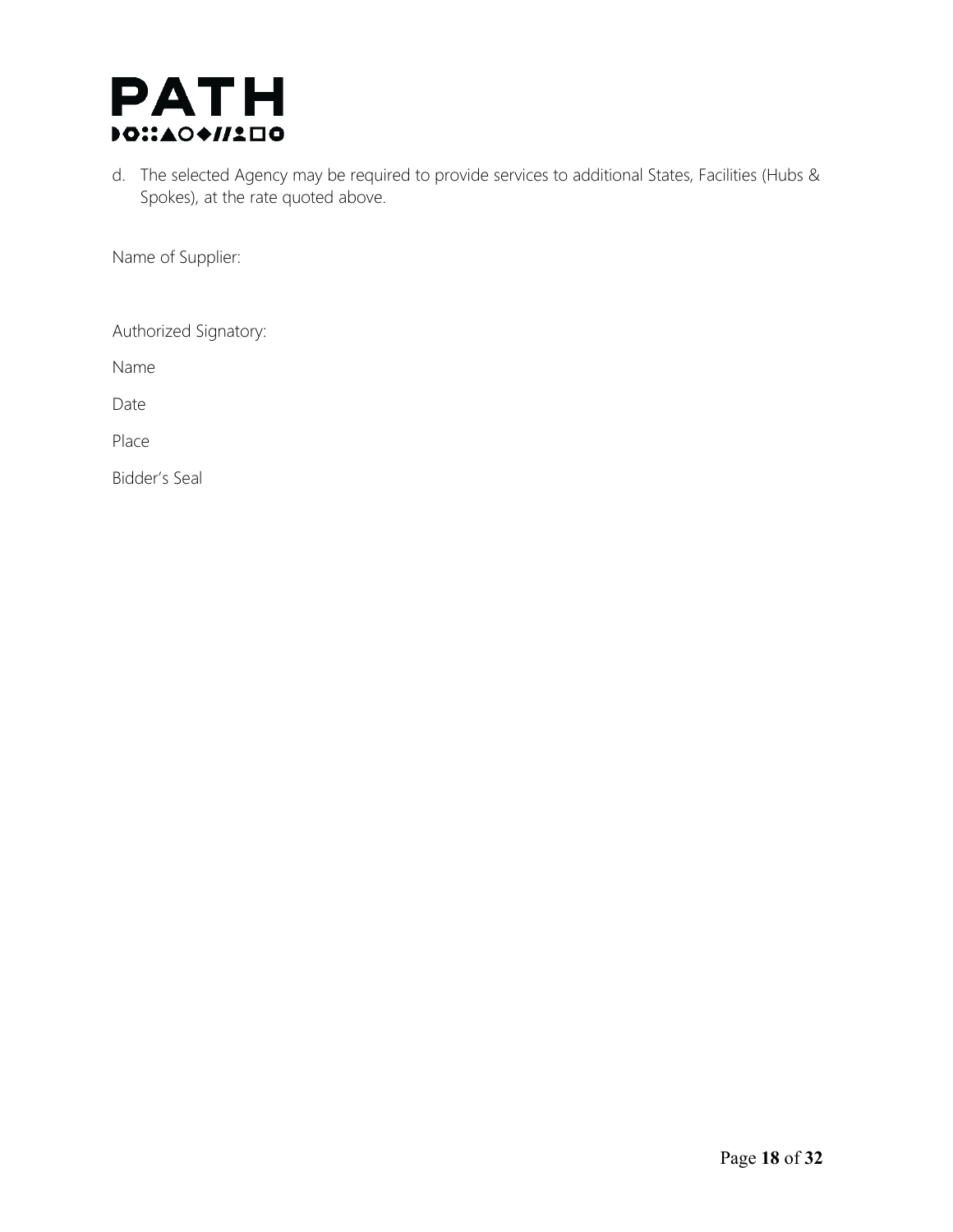d. The selected Agency may be required to provide services to additional States, Facilities (Hubs & Spokes), at the rate quoted above.

Name of Supplier:

Authorized Signatory:

Name

Date

Place

Bidder's Seal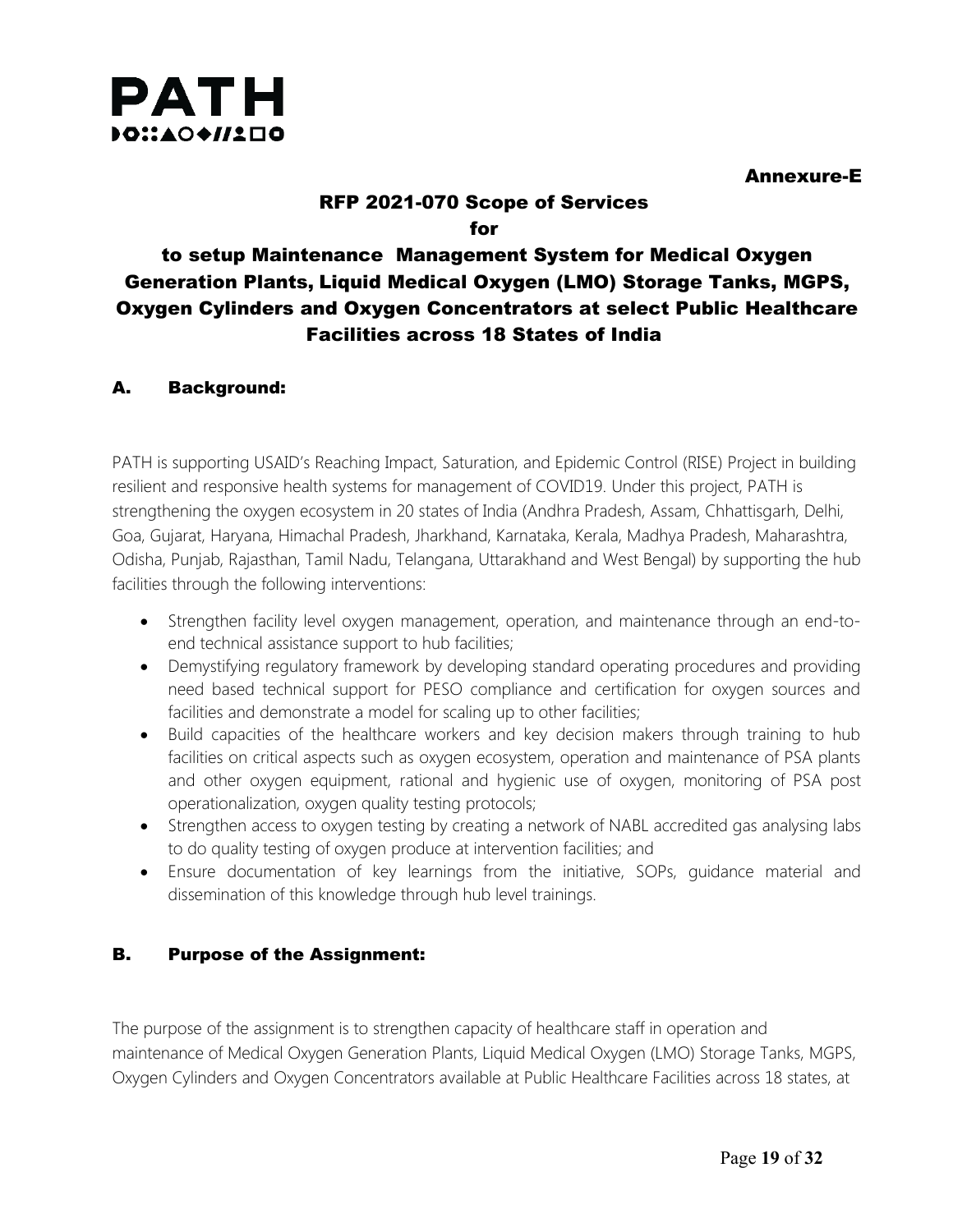Annexure-E

# RFP 2021-070 Scope of Services for to setup Maintenance Management System for Medical Oxygen Generation Plants, Liquid Medical Oxygen (LMO) Storage Tanks, MGPS, Oxygen Cylinders and Oxygen Concentrators at select Public Healthcare Facilities across 18 States of India

## A. Background:

PATH is supporting USAID's Reaching Impact, Saturation, and Epidemic Control (RISE) Project in building resilient and responsive health systems for management of COVID19. Under this project, PATH is strengthening the oxygen ecosystem in 20 states of India (Andhra Pradesh, Assam, Chhattisgarh, Delhi, Goa, Gujarat, Haryana, Himachal Pradesh, Jharkhand, Karnataka, Kerala, Madhya Pradesh, Maharashtra, Odisha, Punjab, Rajasthan, Tamil Nadu, Telangana, Uttarakhand and West Bengal) by supporting the hub facilities through the following interventions:

- Strengthen facility level oxygen management, operation, and maintenance through an end-to-end technical assistance support to hub facilities;
- Demystifying regulatory framework by developing standard operating procedures and providing need based technical support for PESO compliance and certification for oxygen sources and facilities and demonstrate a model for scaling up to other facilities;
- Build capacities of the healthcare workers and key decision makers through training to hub facilities on critical aspects such as oxygen ecosystem, operation and maintenance of PSA plants and other oxygen equipment, rational and hygienic use of oxygen, monitoring of PSA post operationalization, oxygen quality testing protocols;
- Strengthen access to oxygen testing by creating a network of NABL accredited gas analysing labs to do quality testing of oxygen produce at intervention facilities; and
- Ensure documentation of key learnings from the initiative, SOPs, guidance material and dissemination of this knowledge through hub level trainings.

## B. Purpose of the Assignment:

The purpose of the assignment is to strengthen capacity of healthcare staff in operation and maintenance of Medical Oxygen Generation Plants, Liquid Medical Oxygen (LMO) Storage Tanks, MGPS, Oxygen Cylinders and Oxygen Concentrators available at Public Healthcare Facilities across 18 states, at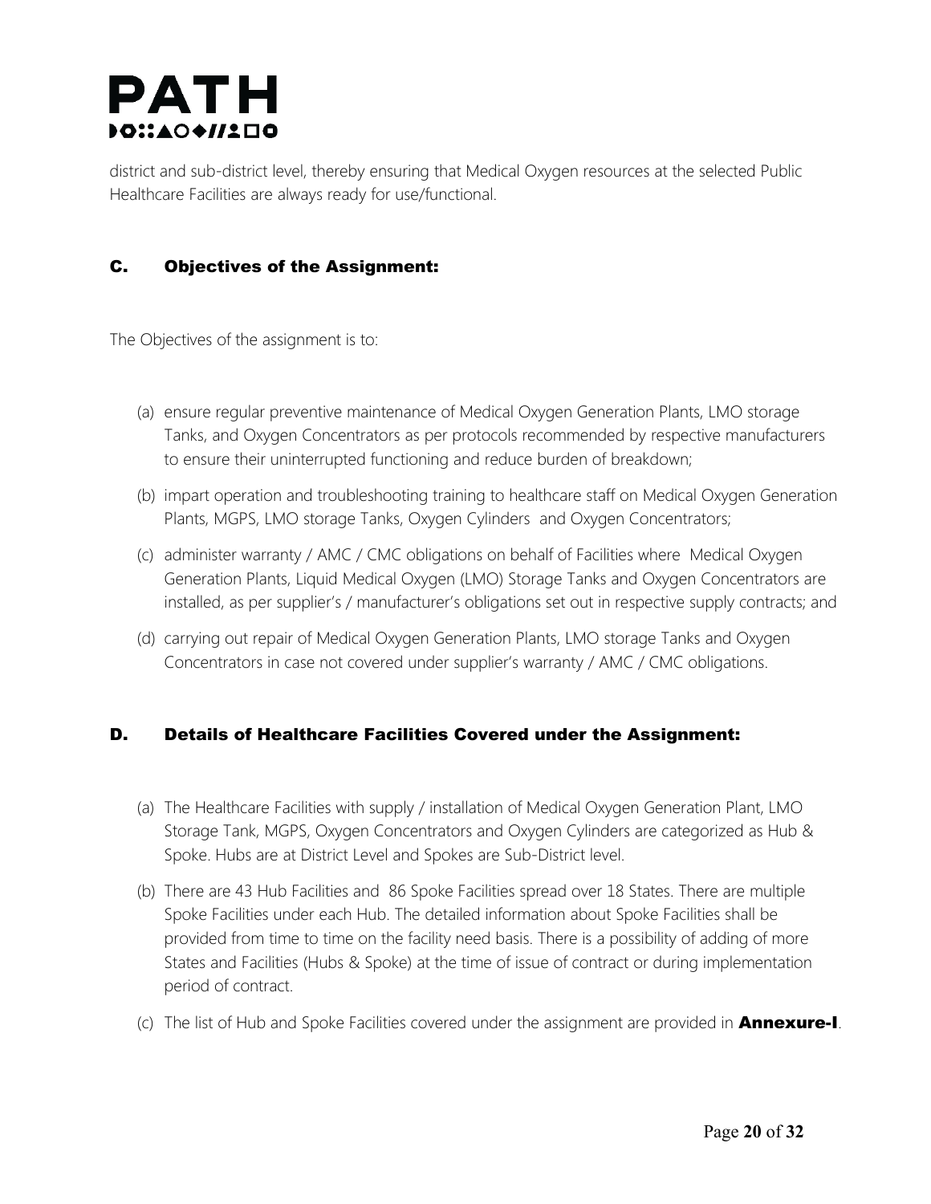district and sub-district level, thereby ensuring that Medical Oxygen resources at the selected Public Healthcare Facilities are always ready for use/functional.

## C. Objectives of the Assignment:

The Objectives of the assignment is to:

(a) ensure regular preventive maintenance of Medical Oxygen Generation Plants, LMO storage Tanks, and Oxygen Concentrators as per protocols recommended by respective manufacturers to ensure their uninterrupted functioning and reduce burden of breakdown;

(b) impart operation and troubleshooting training to healthcare staff on Medical Oxygen Generation Plants, MGPS, LMO storage Tanks, Oxygen Cylinders and Oxygen Concentrators;

(c) administer warranty / AMC / CMC obligations on behalf of Facilities where Medical Oxygen Generation Plants, Liquid Medical Oxygen (LMO) Storage Tanks and Oxygen Concentrators are installed, as per supplier's / manufacturer's obligations set out in respective supply contracts; and

(d) carrying out repair of Medical Oxygen Generation Plants, LMO storage Tanks and Oxygen Concentrators in case not covered under supplier's warranty / AMC / CMC obligations.

## D. Details of Healthcare Facilities Covered under the Assignment:

(a) The Healthcare Facilities with supply / installation of Medical Oxygen Generation Plant, LMO Storage Tank, MGPS, Oxygen Concentrators and Oxygen Cylinders are categorized as Hub & Spoke. Hubs are at District Level and Spokes are Sub-District level.

(b) There are 43 Hub Facilities and 86 Spoke Facilities spread over 18 States. There are multiple Spoke Facilities under each Hub. The detailed information about Spoke Facilities shall be provided from time to time on the facility need basis. There is a possibility of adding of more States and Facilities (Hubs & Spoke) at the time of issue of contract or during implementation period of contract.

(c) The list of Hub and Spoke Facilities covered under the assignment are provided in **Annexure-I**.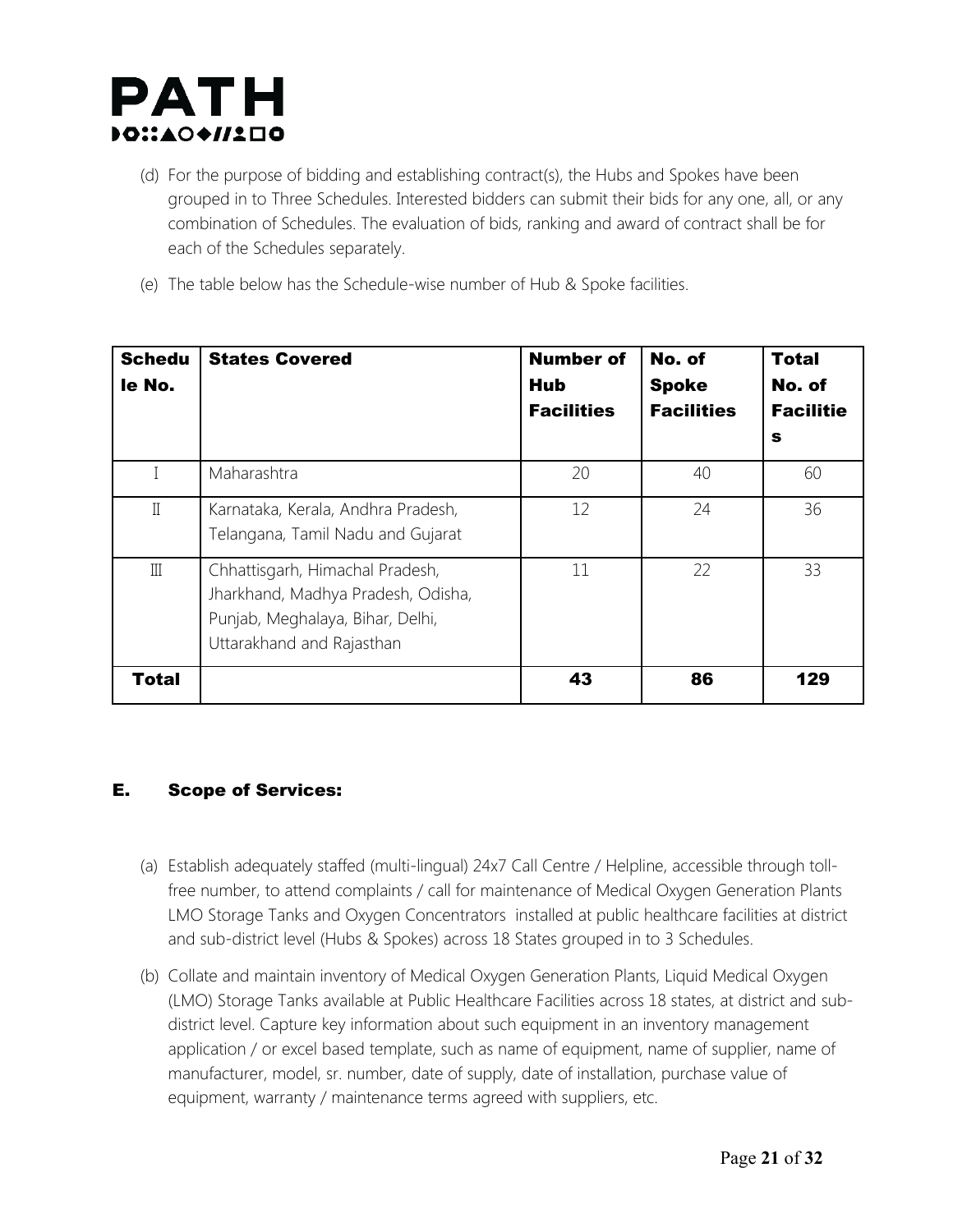(d) For the purpose of bidding and establishing contract(s), the Hubs and Spokes have been grouped in to Three Schedules. Interested bidders can submit their bids for any one, all, or any combination of Schedules. The evaluation of bids, ranking and award of contract shall be for each of the Schedules separately.

(e) The table below has the Schedule-wise number of Hub & Spoke facilities.

| Schedule No. | States Covered | Number of Hub Facilities | No. of Spoke Facilities | Total No. of Facilities |
|---|---|---|---|---|
| I | Maharashtra | 20 | 40 | 60 |
| II | Karnataka, Kerala, Andhra Pradesh, Telangana, Tamil Nadu and Gujarat | 12 | 24 | 36 |
| III | Chhattisgarh, Himachal Pradesh, Jharkhand, Madhya Pradesh, Odisha, Punjab, Meghalaya, Bihar, Delhi, Uttarakhand and Rajasthan | 11 | 22 | 33 |
| **Total** | | **43** | **86** | **129** |

## E. Scope of Services:

(a) Establish adequately staffed (multi-lingual) 24x7 Call Centre / Helpline, accessible through toll-free number, to attend complaints / call for maintenance of Medical Oxygen Generation Plants LMO Storage Tanks and Oxygen Concentrators installed at public healthcare facilities at district and sub-district level (Hubs & Spokes) across 18 States grouped in to 3 Schedules.

(b) Collate and maintain inventory of Medical Oxygen Generation Plants, Liquid Medical Oxygen (LMO) Storage Tanks available at Public Healthcare Facilities across 18 states, at district and sub-district level. Capture key information about such equipment in an inventory management application / or excel based template, such as name of equipment, name of supplier, name of manufacturer, model, sr. number, date of supply, date of installation, purchase value of equipment, warranty / maintenance terms agreed with suppliers, etc.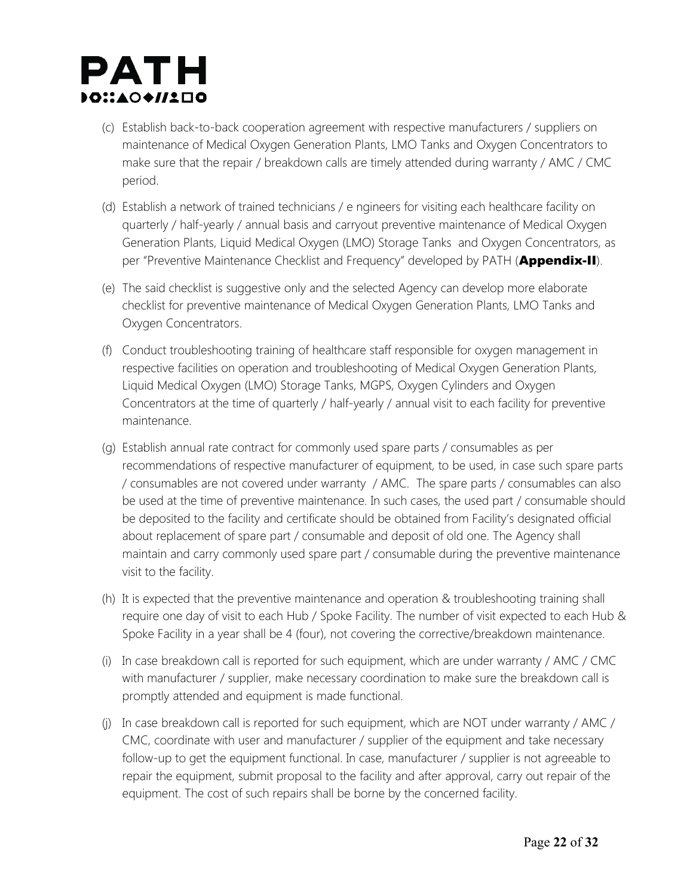(c) Establish back-to-back cooperation agreement with respective manufacturers / suppliers on maintenance of Medical Oxygen Generation Plants, LMO Tanks and Oxygen Concentrators to make sure that the repair / breakdown calls are timely attended during warranty / AMC / CMC period.

(d) Establish a network of trained technicians / e ngineers for visiting each healthcare facility on quarterly / half-yearly / annual basis and carryout preventive maintenance of Medical Oxygen Generation Plants, Liquid Medical Oxygen (LMO) Storage Tanks and Oxygen Concentrators, as per "Preventive Maintenance Checklist and Frequency" developed by PATH (**Appendix-II**).

(e) The said checklist is suggestive only and the selected Agency can develop more elaborate checklist for preventive maintenance of Medical Oxygen Generation Plants, LMO Tanks and Oxygen Concentrators.

(f) Conduct troubleshooting training of healthcare staff responsible for oxygen management in respective facilities on operation and troubleshooting of Medical Oxygen Generation Plants, Liquid Medical Oxygen (LMO) Storage Tanks, MGPS, Oxygen Cylinders and Oxygen Concentrators at the time of quarterly / half-yearly / annual visit to each facility for preventive maintenance.

(g) Establish annual rate contract for commonly used spare parts / consumables as per recommendations of respective manufacturer of equipment, to be used, in case such spare parts / consumables are not covered under warranty / AMC. The spare parts / consumables can also be used at the time of preventive maintenance. In such cases, the used part / consumable should be deposited to the facility and certificate should be obtained from Facility's designated official about replacement of spare part / consumable and deposit of old one. The Agency shall maintain and carry commonly used spare part / consumable during the preventive maintenance visit to the facility.

(h) It is expected that the preventive maintenance and operation & troubleshooting training shall require one day of visit to each Hub / Spoke Facility. The number of visit expected to each Hub & Spoke Facility in a year shall be 4 (four), not covering the corrective/breakdown maintenance.

(i) In case breakdown call is reported for such equipment, which are under warranty / AMC / CMC with manufacturer / supplier, make necessary coordination to make sure the breakdown call is promptly attended and equipment is made functional.

(j) In case breakdown call is reported for such equipment, which are NOT under warranty / AMC / CMC, coordinate with user and manufacturer / supplier of the equipment and take necessary follow-up to get the equipment functional. In case, manufacturer / supplier is not agreeable to repair the equipment, submit proposal to the facility and after approval, carry out repair of the equipment. The cost of such repairs shall be borne by the concerned facility.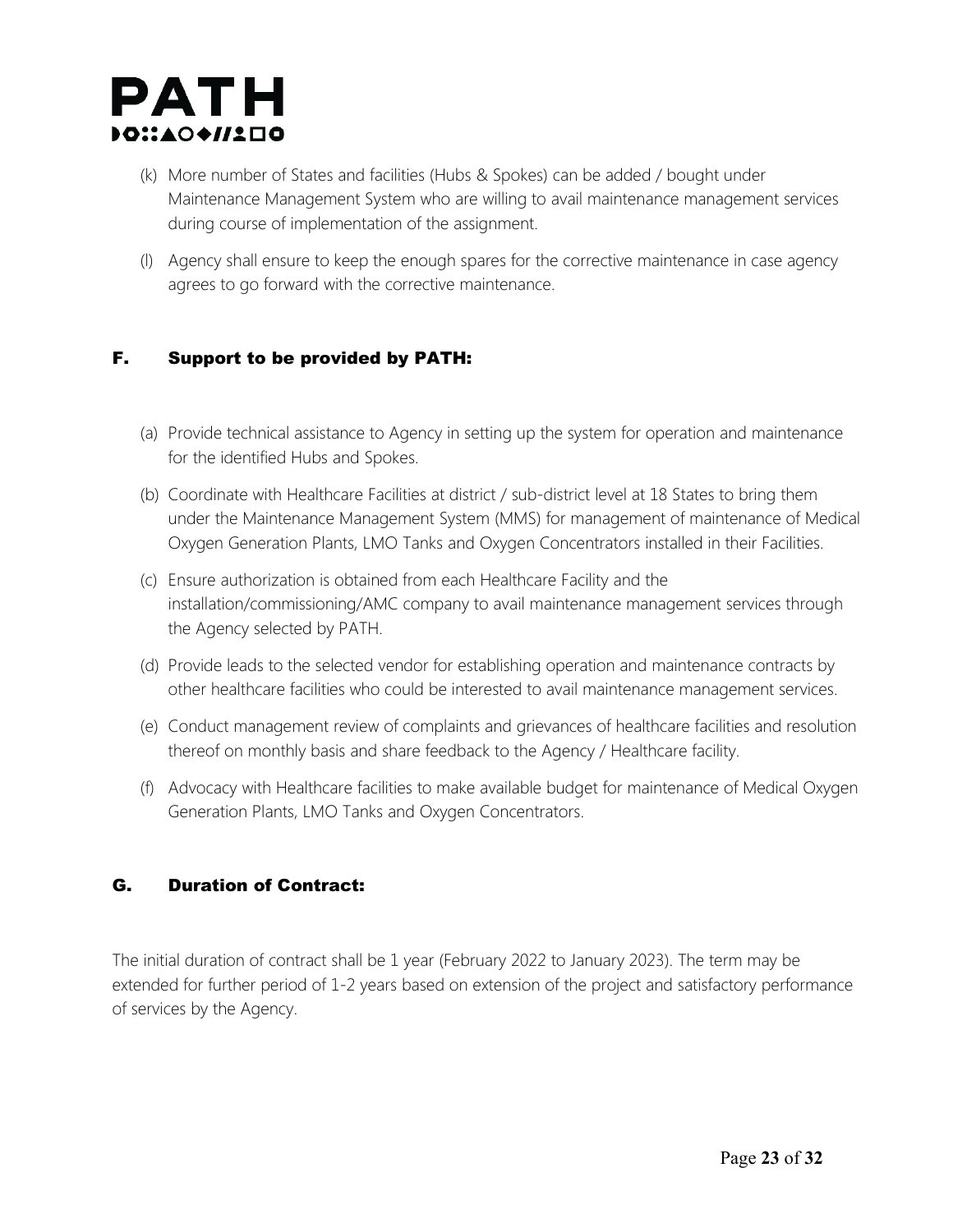(k) More number of States and facilities (Hubs & Spokes) can be added / bought under Maintenance Management System who are willing to avail maintenance management services during course of implementation of the assignment.

(l) Agency shall ensure to keep the enough spares for the corrective maintenance in case agency agrees to go forward with the corrective maintenance.

## F. Support to be provided by PATH:

(a) Provide technical assistance to Agency in setting up the system for operation and maintenance for the identified Hubs and Spokes.

(b) Coordinate with Healthcare Facilities at district / sub-district level at 18 States to bring them under the Maintenance Management System (MMS) for management of maintenance of Medical Oxygen Generation Plants, LMO Tanks and Oxygen Concentrators installed in their Facilities.

(c) Ensure authorization is obtained from each Healthcare Facility and the installation/commissioning/AMC company to avail maintenance management services through the Agency selected by PATH.

(d) Provide leads to the selected vendor for establishing operation and maintenance contracts by other healthcare facilities who could be interested to avail maintenance management services.

(e) Conduct management review of complaints and grievances of healthcare facilities and resolution thereof on monthly basis and share feedback to the Agency / Healthcare facility.

(f) Advocacy with Healthcare facilities to make available budget for maintenance of Medical Oxygen Generation Plants, LMO Tanks and Oxygen Concentrators.

## G. Duration of Contract:

The initial duration of contract shall be 1 year (February 2022 to January 2023). The term may be extended for further period of 1-2 years based on extension of the project and satisfactory performance of services by the Agency.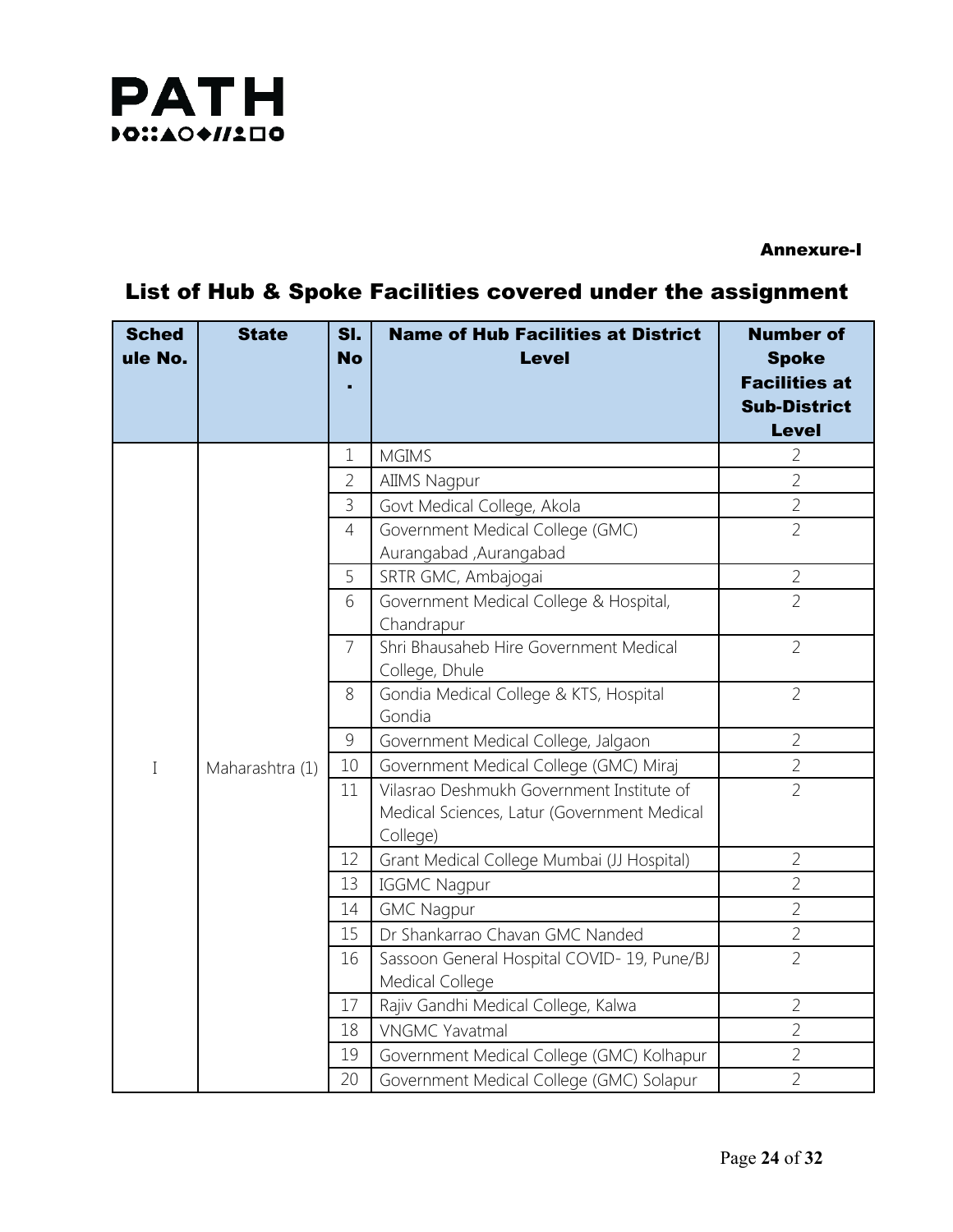Annexure-I

## List of Hub & Spoke Facilities covered under the assignment

| Schedule No. | State | Sl. No. | Name of Hub Facilities at District Level | Number of Spoke Facilities at Sub-District Level |
|---|---|---|---|---|
| I | Maharashtra (1) | 1 | MGIMS | 2 |
| | | 2 | AIIMS Nagpur | 2 |
| | | 3 | Govt Medical College, Akola | 2 |
| | | 4 | Government Medical College (GMC) Aurangabad ,Aurangabad | 2 |
| | | 5 | SRTR GMC, Ambajogai | 2 |
| | | 6 | Government Medical College & Hospital, Chandrapur | 2 |
| | | 7 | Shri Bhausaheb Hire Government Medical College, Dhule | 2 |
| | | 8 | Gondia Medical College & KTS, Hospital Gondia | 2 |
| | | 9 | Government Medical College, Jalgaon | 2 |
| | | 10 | Government Medical College (GMC) Miraj | 2 |
| | | 11 | Vilasrao Deshmukh Government Institute of Medical Sciences, Latur (Government Medical College) | 2 |
| | | 12 | Grant Medical College Mumbai (JJ Hospital) | 2 |
| | | 13 | IGGMC Nagpur | 2 |
| | | 14 | GMC Nagpur | 2 |
| | | 15 | Dr Shankarrao Chavan GMC Nanded | 2 |
| | | 16 | Sassoon General Hospital COVID- 19, Pune/BJ Medical College | 2 |
| | | 17 | Rajiv Gandhi Medical College, Kalwa | 2 |
| | | 18 | VNGMC Yavatmal | 2 |
| | | 19 | Government Medical College (GMC) Kolhapur | 2 |
| | | 20 | Government Medical College (GMC) Solapur | 2 |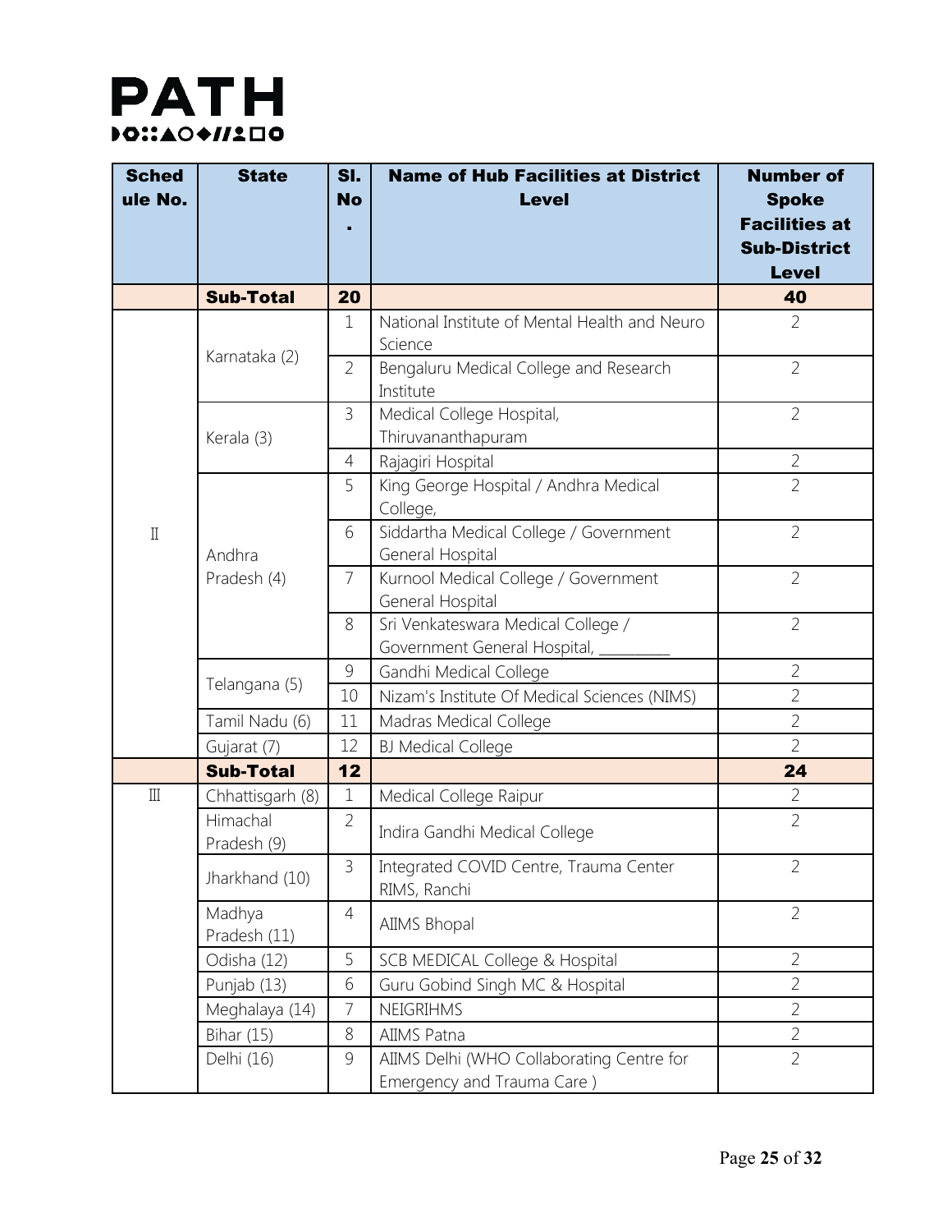| Schedule No. | State | Sl. No. | Name of Hub Facilities at District Level | Number of Spoke Facilities at Sub-District Level |
|---|---|---|---|---|
| | **Sub-Total** | **20** | | **40** |
| II | Karnataka (2) | 1 | National Institute of Mental Health and Neuro Science | 2 |
| | | 2 | Bengaluru Medical College and Research Institute | 2 |
| | Kerala (3) | 3 | Medical College Hospital, Thiruvananthapuram | 2 |
| | | 4 | Rajagiri Hospital | 2 |
| | Andhra Pradesh (4) | 5 | King George Hospital / Andhra Medical College, | 2 |
| | | 6 | Siddartha Medical College / Government General Hospital | 2 |
| | | 7 | Kurnool Medical College / Government General Hospital | 2 |
| | | 8 | Sri Venkateswara Medical College / Government General Hospital, _________ | 2 |
| | Telangana (5) | 9 | Gandhi Medical College | 2 |
| | | 10 | Nizam's Institute Of Medical Sciences (NIMS) | 2 |
| | Tamil Nadu (6) | 11 | Madras Medical College | 2 |
| | Gujarat (7) | 12 | BJ Medical College | 2 |
| | **Sub-Total** | **12** | | **24** |
| III | Chhattisgarh (8) | 1 | Medical College Raipur | 2 |
| | Himachal Pradesh (9) | 2 | Indira Gandhi Medical College | 2 |
| | Jharkhand (10) | 3 | Integrated COVID Centre, Trauma Center RIMS, Ranchi | 2 |
| | Madhya Pradesh (11) | 4 | AIIMS Bhopal | 2 |
| | Odisha (12) | 5 | SCB MEDICAL College & Hospital | 2 |
| | Punjab (13) | 6 | Guru Gobind Singh MC & Hospital | 2 |
| | Meghalaya (14) | 7 | NEIGRIHMS | 2 |
| | Bihar (15) | 8 | AIIMS Patna | 2 |
| | Delhi (16) | 9 | AIIMS Delhi (WHO Collaborating Centre for Emergency and Trauma Care ) | 2 |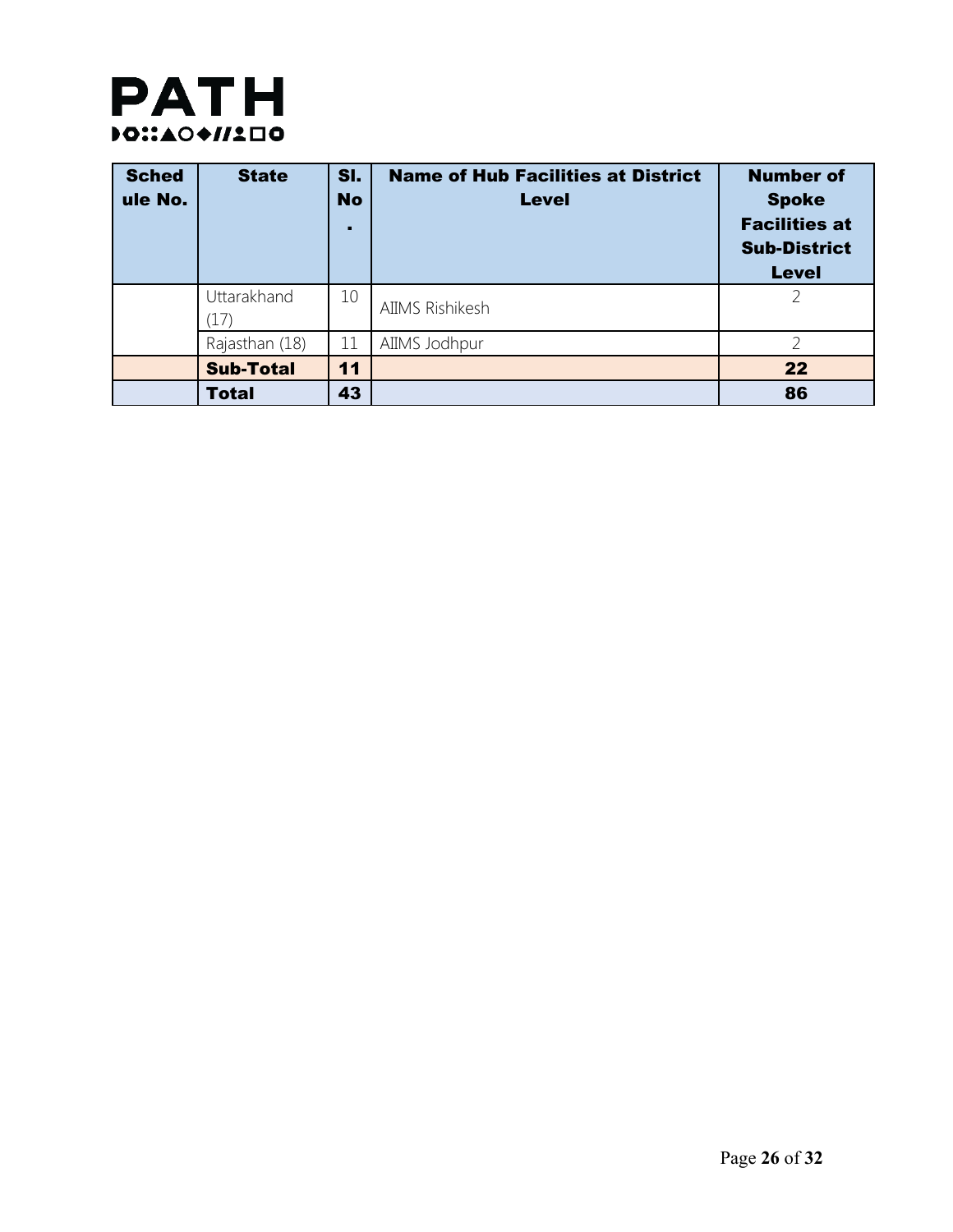| Schedule No. | State | Sl. No. | Name of Hub Facilities at District Level | Number of Spoke Facilities at Sub-District Level |
|---|---|---|---|---|
| | Uttarakhand (17) | 10 | AIIMS Rishikesh | 2 |
| | Rajasthan (18) | 11 | AIIMS Jodhpur | 2 |
| | **Sub-Total** | **11** | | **22** |
| | **Total** | **43** | | **86** |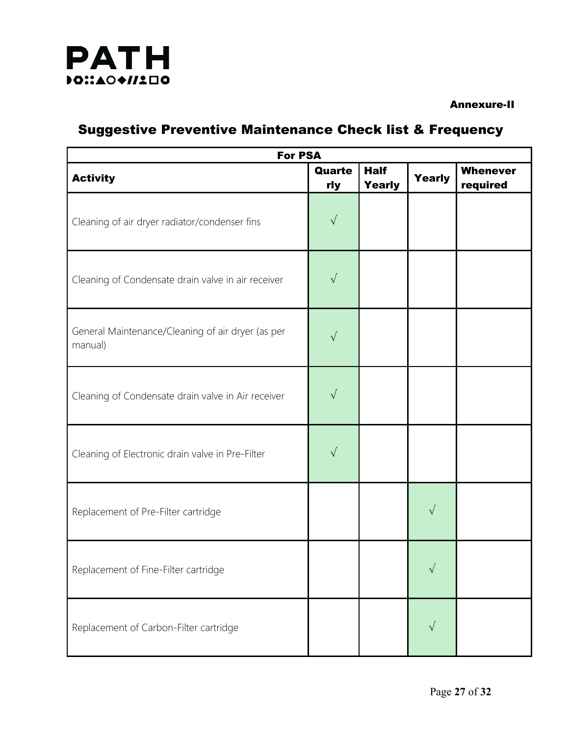Annexure-II

## Suggestive Preventive Maintenance Check list & Frequency

| For PSA | | | | |
|---|---|---|---|---|
| **Activity** | **Quarterly** | **Half Yearly** | **Yearly** | **Whenever required** |
| Cleaning of air dryer radiator/condenser fins | √ | | | |
| Cleaning of Condensate drain valve in air receiver | √ | | | |
| General Maintenance/Cleaning of air dryer (as per manual) | √ | | | |
| Cleaning of Condensate drain valve in Air receiver | √ | | | |
| Cleaning of Electronic drain valve in Pre-Filter | √ | | | |
| Replacement of Pre-Filter cartridge | | | √ | |
| Replacement of Fine-Filter cartridge | | | √ | |
| Replacement of Carbon-Filter cartridge | | | √ | |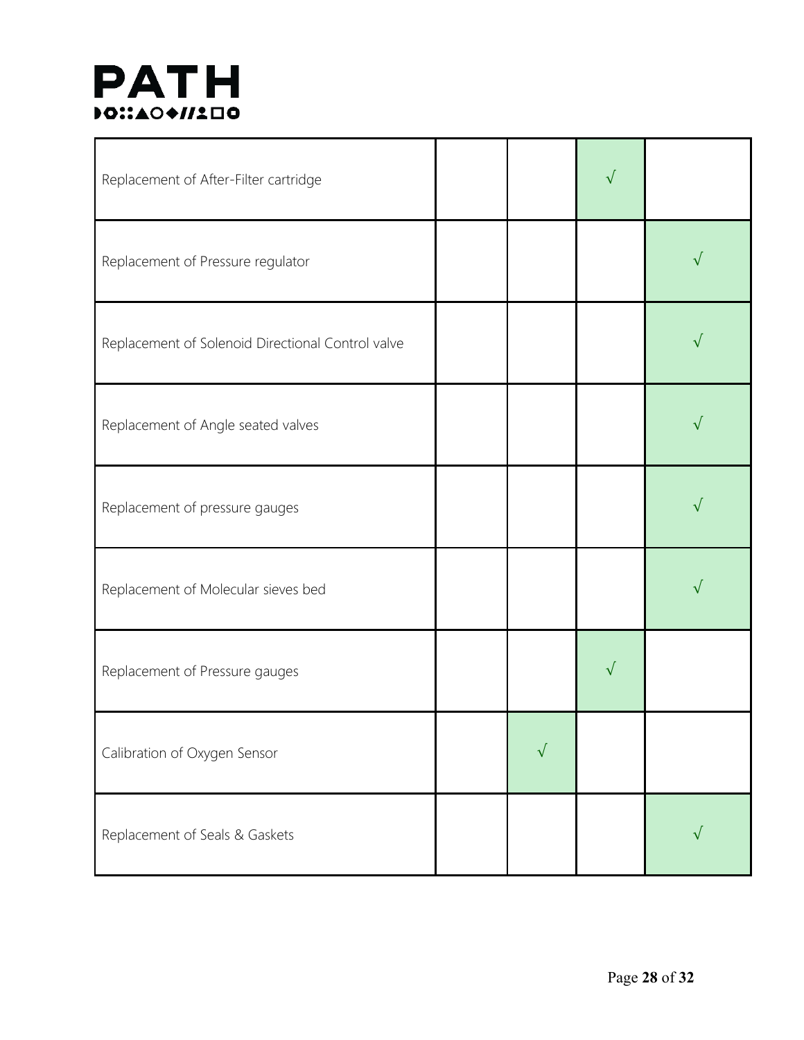| | | | | |
|---|---|---|---|---|
| Replacement of After-Filter cartridge | | | √ | |
| Replacement of Pressure regulator | | | | √ |
| Replacement of Solenoid Directional Control valve | | | | √ |
| Replacement of Angle seated valves | | | | √ |
| Replacement of pressure gauges | | | | √ |
| Replacement of Molecular sieves bed | | | | √ |
| Replacement of Pressure gauges | | | √ | |
| Calibration of Oxygen Sensor | | √ | | |
| Replacement of Seals & Gaskets | | | | √ |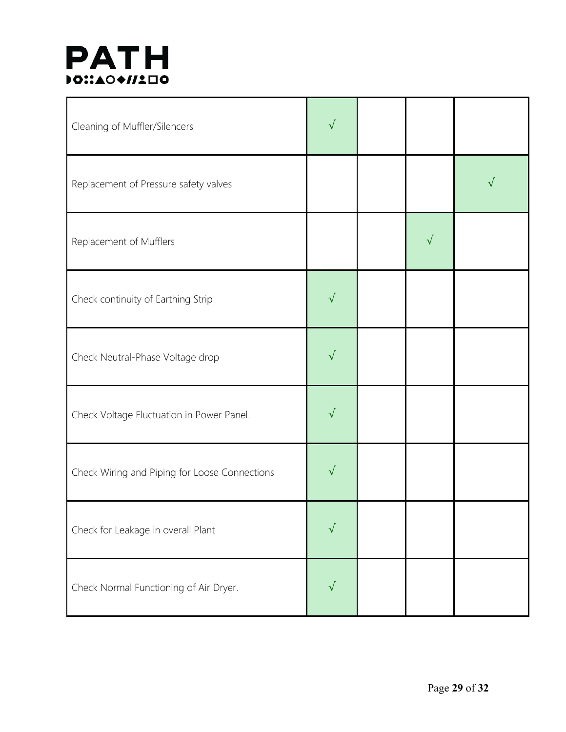| | | | | |
|---|---|---|---|---|
| Cleaning of Muffler/Silencers | √ | | | |
| Replacement of Pressure safety valves | | | | √ |
| Replacement of Mufflers | | | √ | |
| Check continuity of Earthing Strip | √ | | | |
| Check Neutral-Phase Voltage drop | √ | | | |
| Check Voltage Fluctuation in Power Panel. | √ | | | |
| Check Wiring and Piping for Loose Connections | √ | | | |
| Check for Leakage in overall Plant | √ | | | |
| Check Normal Functioning of Air Dryer. | √ | | | |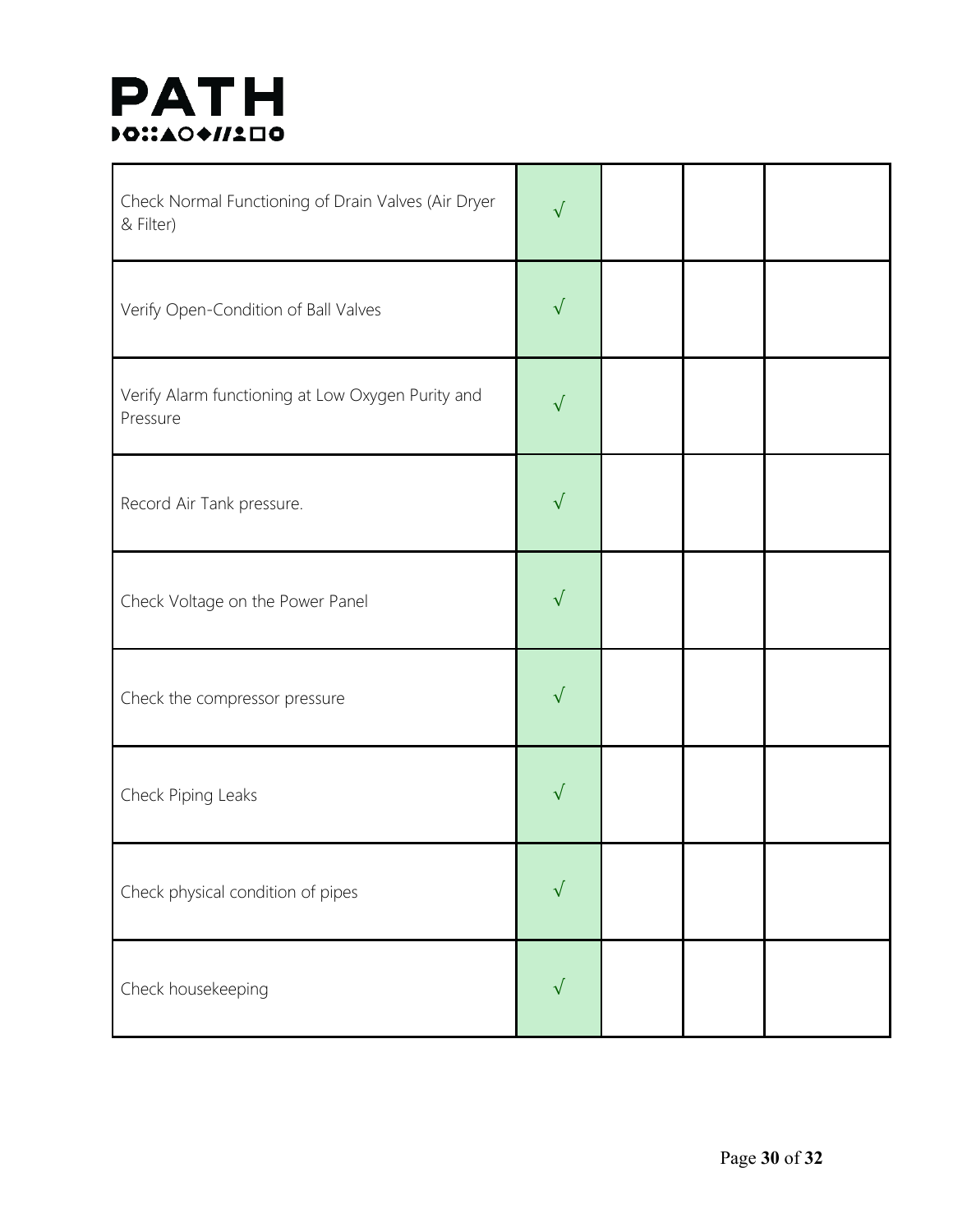| | | | | |
|---|---|---|---|---|
| Check Normal Functioning of Drain Valves (Air Dryer & Filter) | √ | | | |
| Verify Open-Condition of Ball Valves | √ | | | |
| Verify Alarm functioning at Low Oxygen Purity and Pressure | √ | | | |
| Record Air Tank pressure. | √ | | | |
| Check Voltage on the Power Panel | √ | | | |
| Check the compressor pressure | √ | | | |
| Check Piping Leaks | √ | | | |
| Check physical condition of pipes | √ | | | |
| Check housekeeping | √ | | | |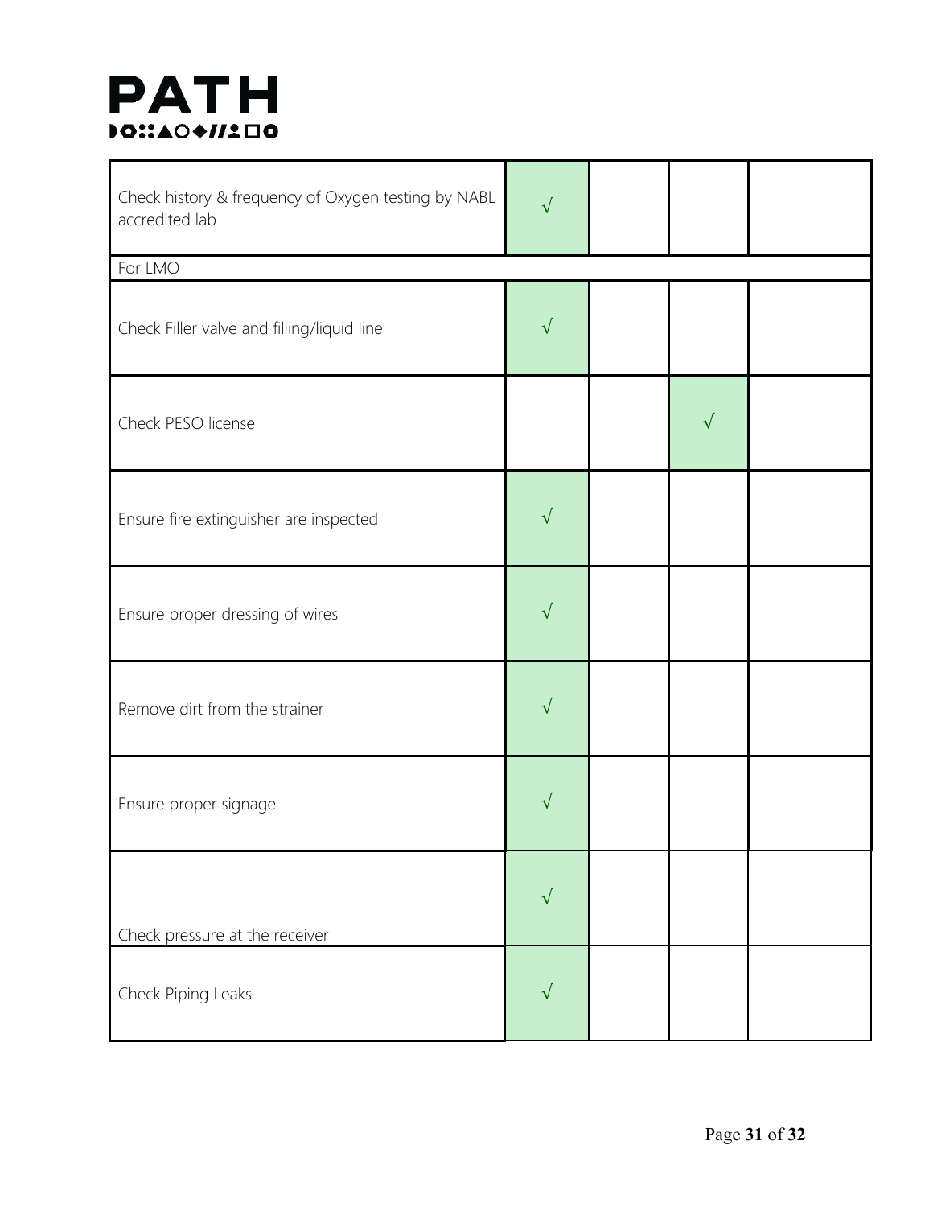| | | | | |
|---|---|---|---|---|
| Check history & frequency of Oxygen testing by NABL accredited lab | √ | | | |
| For LMO | | | | |
| Check Filler valve and filling/liquid line | √ | | | |
| Check PESO license | | | √ | |
| Ensure fire extinguisher are inspected | √ | | | |
| Ensure proper dressing of wires | √ | | | |
| Remove dirt from the strainer | √ | | | |
| Ensure proper signage | √ | | | |
| Check pressure at the receiver | √ | | | |
| Check Piping Leaks | √ | | | |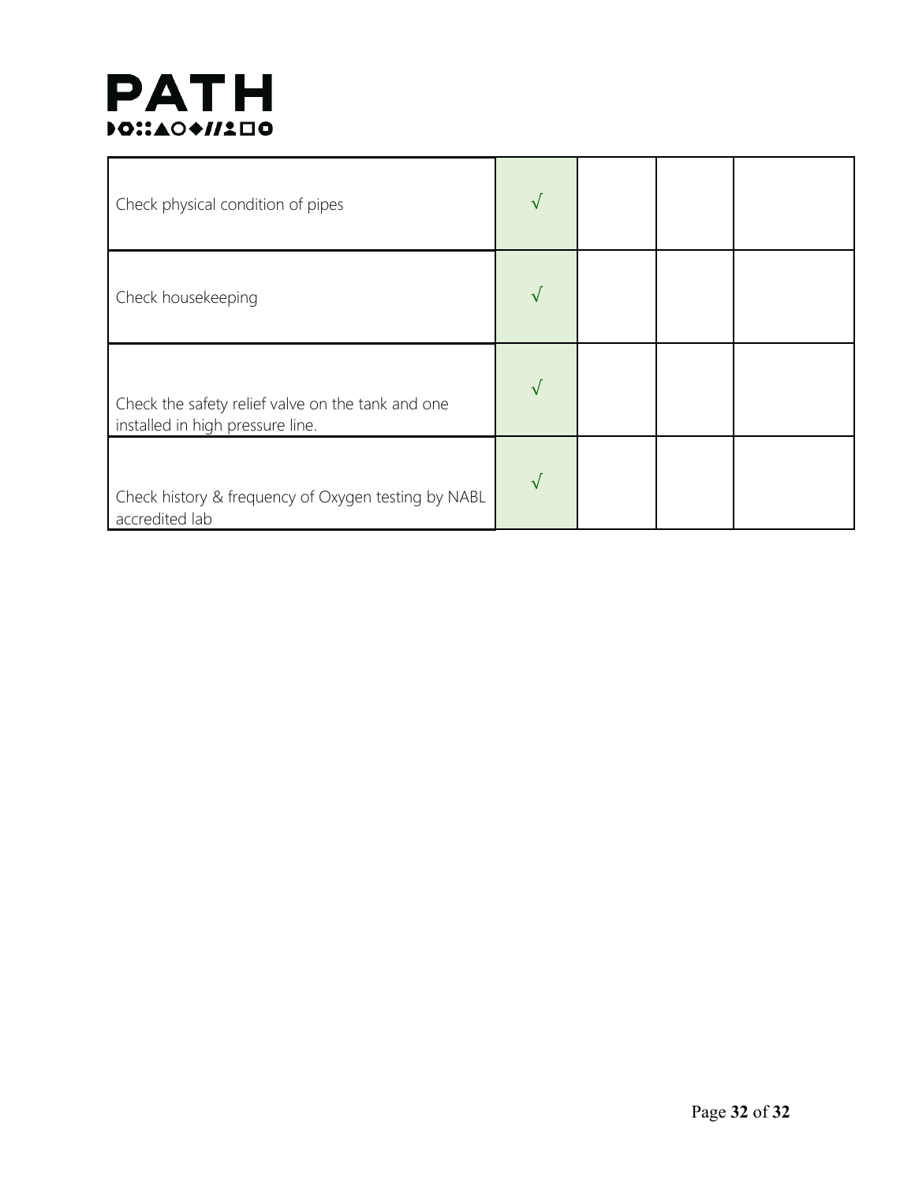| | | | | |
|---|---|---|---|---|
| Check physical condition of pipes | √ | | | |
| Check housekeeping | √ | | | |
| Check the safety relief valve on the tank and one installed in high pressure line. | √ | | | |
| Check history & frequency of Oxygen testing by NABL accredited lab | √ | | | |